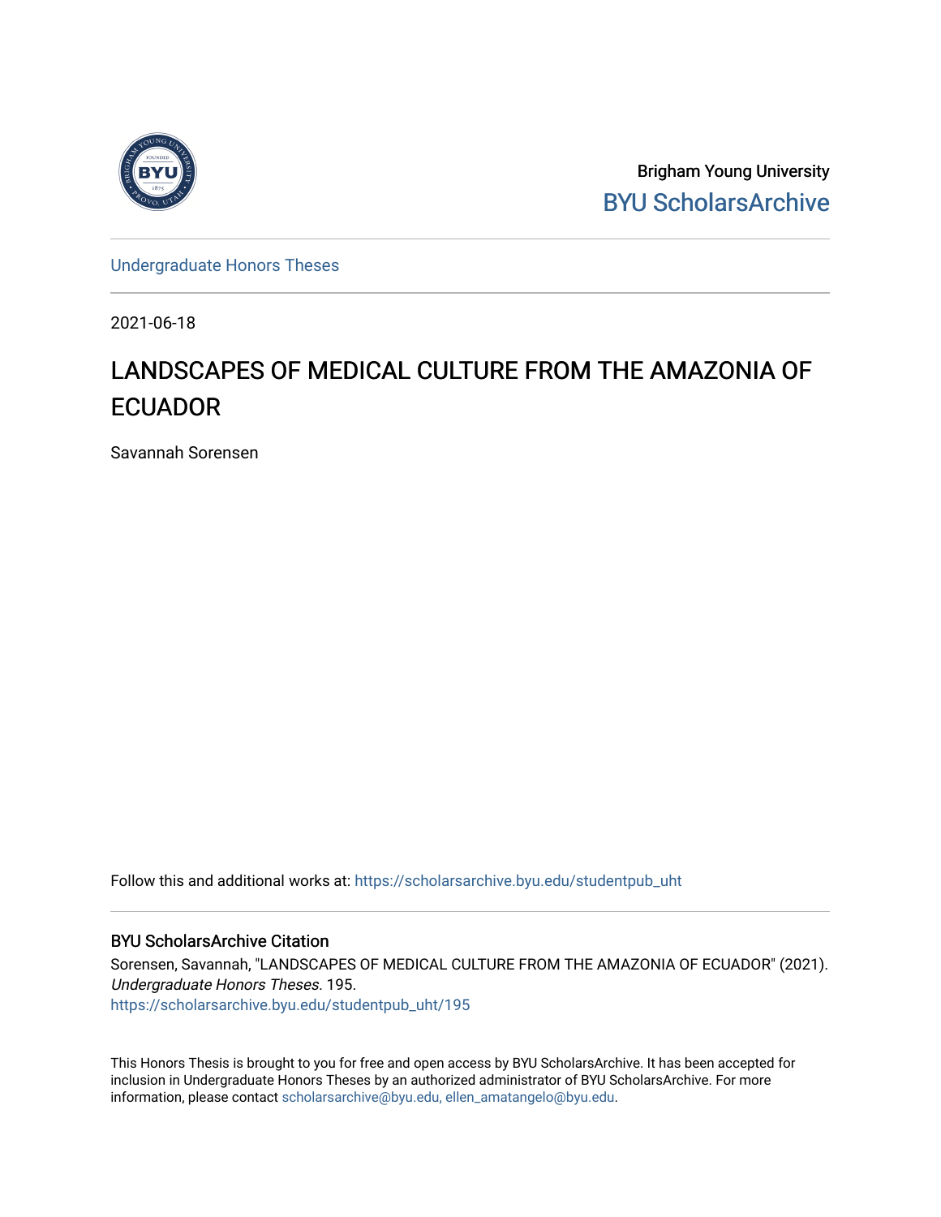Brigham Young University
BYU ScholarsArchive

Undergraduate Honors Theses

2021-06-18

# LANDSCAPES OF MEDICAL CULTURE FROM THE AMAZONIA OF ECUADOR

Savannah Sorensen

Follow this and additional works at: https://scholarsarchive.byu.edu/studentpub_uht

## BYU ScholarsArchive Citation

Sorensen, Savannah, "LANDSCAPES OF MEDICAL CULTURE FROM THE AMAZONIA OF ECUADOR" (2021). *Undergraduate Honors Theses*. 195.
https://scholarsarchive.byu.edu/studentpub_uht/195

This Honors Thesis is brought to you for free and open access by BYU ScholarsArchive. It has been accepted for inclusion in Undergraduate Honors Theses by an authorized administrator of BYU ScholarsArchive. For more information, please contact scholarsarchive@byu.edu, ellen_amatangelo@byu.edu.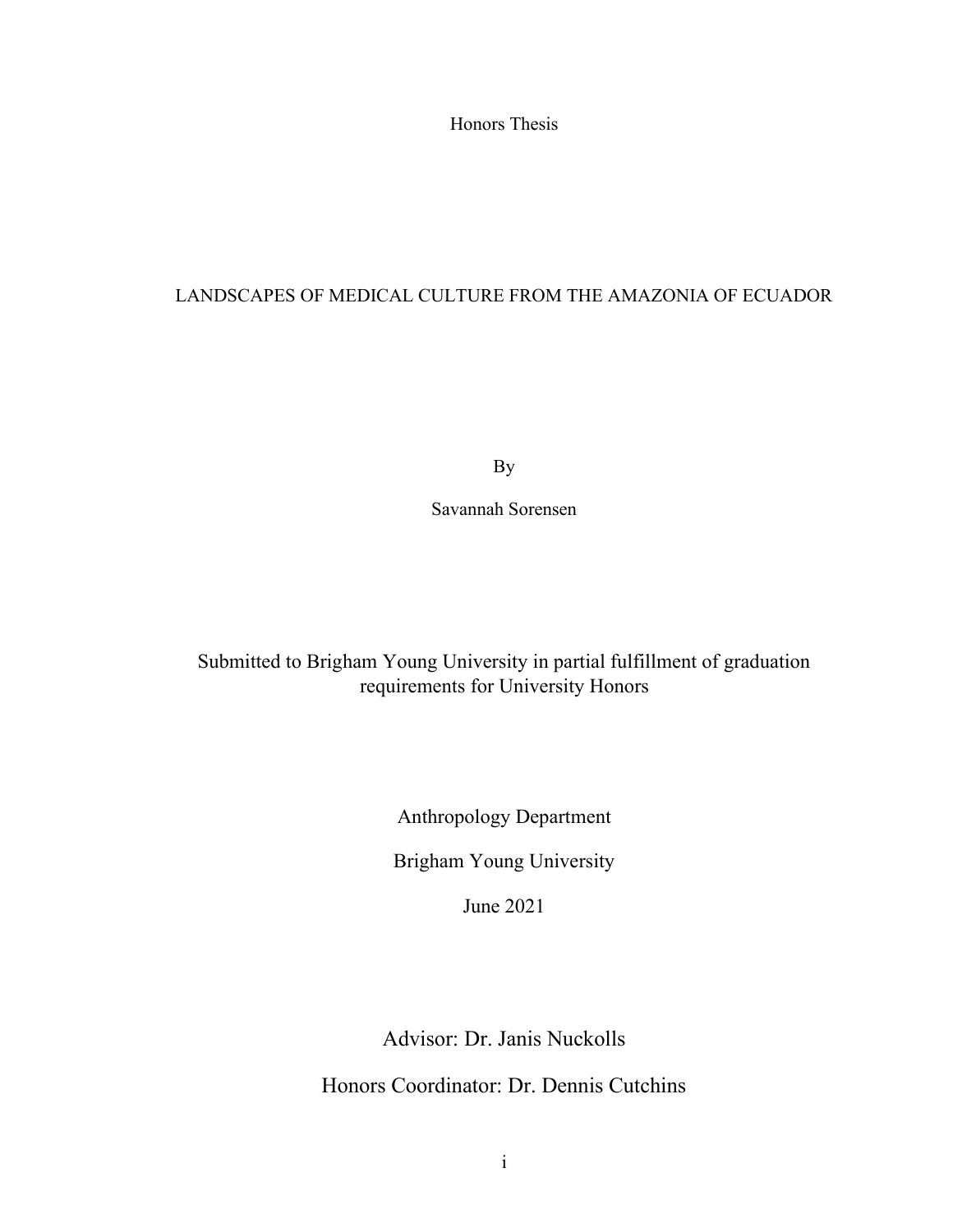Honors Thesis

# LANDSCAPES OF MEDICAL CULTURE FROM THE AMAZONIA OF ECUADOR

By

Savannah Sorensen

Submitted to Brigham Young University in partial fulfillment of graduation requirements for University Honors

Anthropology Department

Brigham Young University

June 2021

Advisor: Dr. Janis Nuckolls

Honors Coordinator: Dr. Dennis Cutchins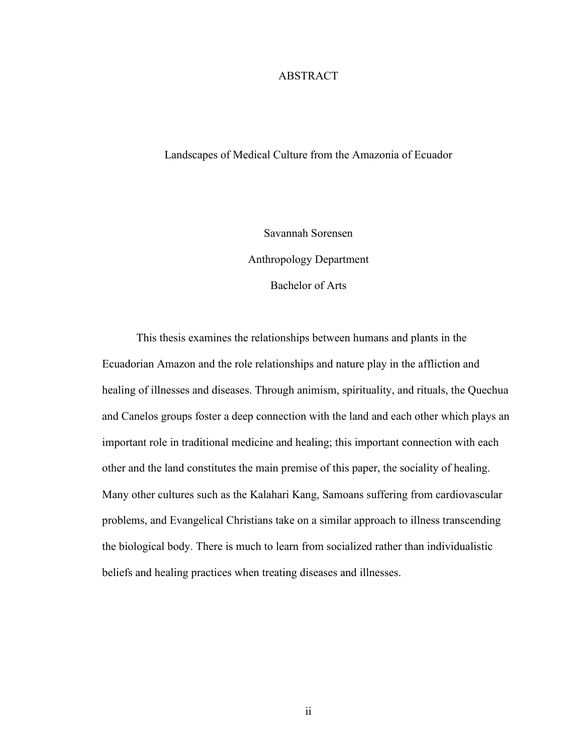# ABSTRACT

## Landscapes of Medical Culture from the Amazonia of Ecuador

Savannah Sorensen

Anthropology Department

Bachelor of Arts

This thesis examines the relationships between humans and plants in the Ecuadorian Amazon and the role relationships and nature play in the affliction and healing of illnesses and diseases. Through animism, spirituality, and rituals, the Quechua and Canelos groups foster a deep connection with the land and each other which plays an important role in traditional medicine and healing; this important connection with each other and the land constitutes the main premise of this paper, the sociality of healing. Many other cultures such as the Kalahari Kang, Samoans suffering from cardiovascular problems, and Evangelical Christians take on a similar approach to illness transcending the biological body. There is much to learn from socialized rather than individualistic beliefs and healing practices when treating diseases and illnesses.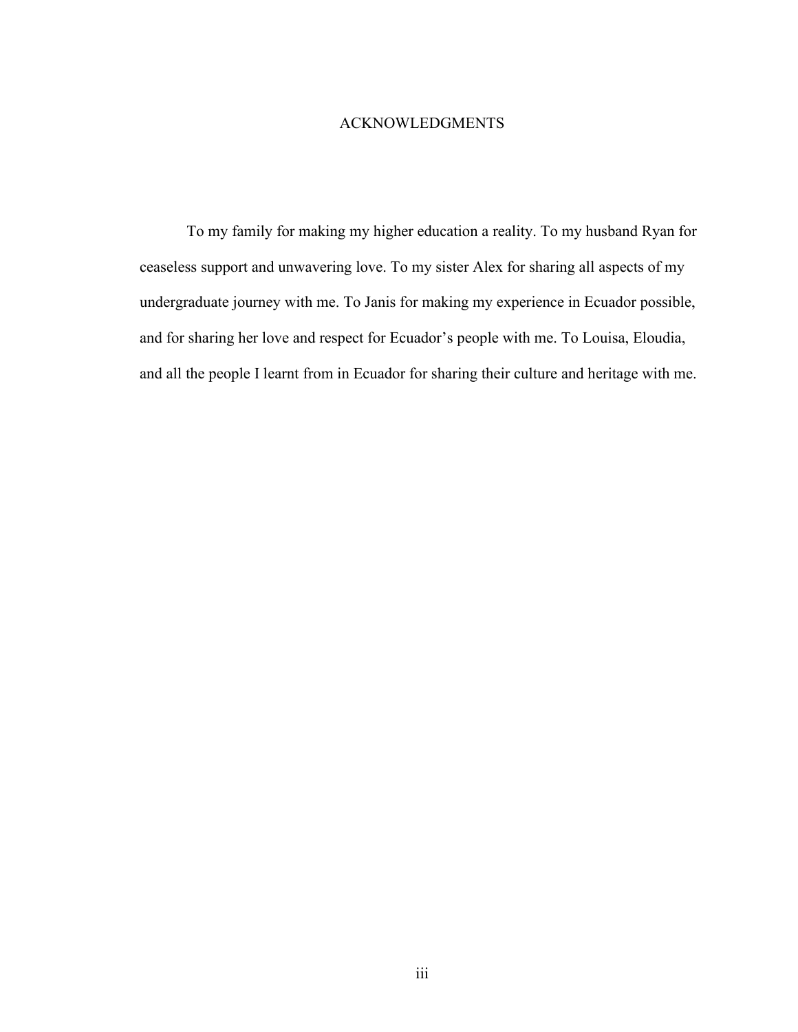# ACKNOWLEDGMENTS

To my family for making my higher education a reality. To my husband Ryan for ceaseless support and unwavering love. To my sister Alex for sharing all aspects of my undergraduate journey with me. To Janis for making my experience in Ecuador possible, and for sharing her love and respect for Ecuador's people with me. To Louisa, Eloudia, and all the people I learnt from in Ecuador for sharing their culture and heritage with me.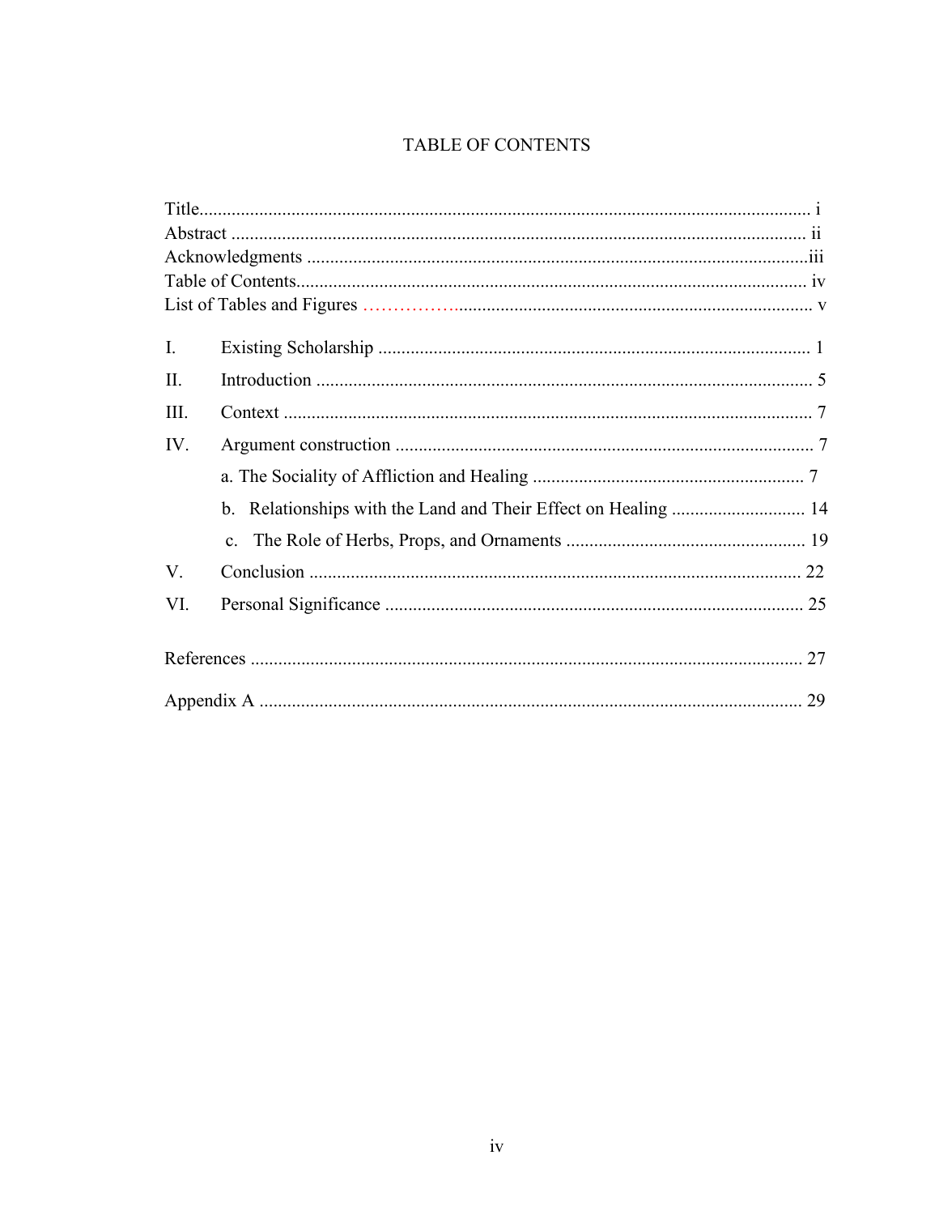# TABLE OF CONTENTS

Title ........................................................................................................................ i

Abstract ................................................................................................................... ii

Acknowledgments ...................................................................................................iii

Table of Contents..................................................................................................... iv

List of Tables and Figures ........................................................................................ v

I. Existing Scholarship ............................................................................................ 1

II. Introduction ........................................................................................................ 5

III. Context .............................................................................................................. 7

IV. Argument construction ...................................................................................... 7

  a. The Sociality of Affliction and Healing ........................................................... 7

  b. Relationships with the Land and Their Effect on Healing ............................. 14

  c. The Role of Herbs, Props, and Ornaments .................................................... 19

V. Conclusion ........................................................................................................ 22

VI. Personal Significance ...................................................................................... 25

References ............................................................................................................. 27

Appendix A ............................................................................................................ 29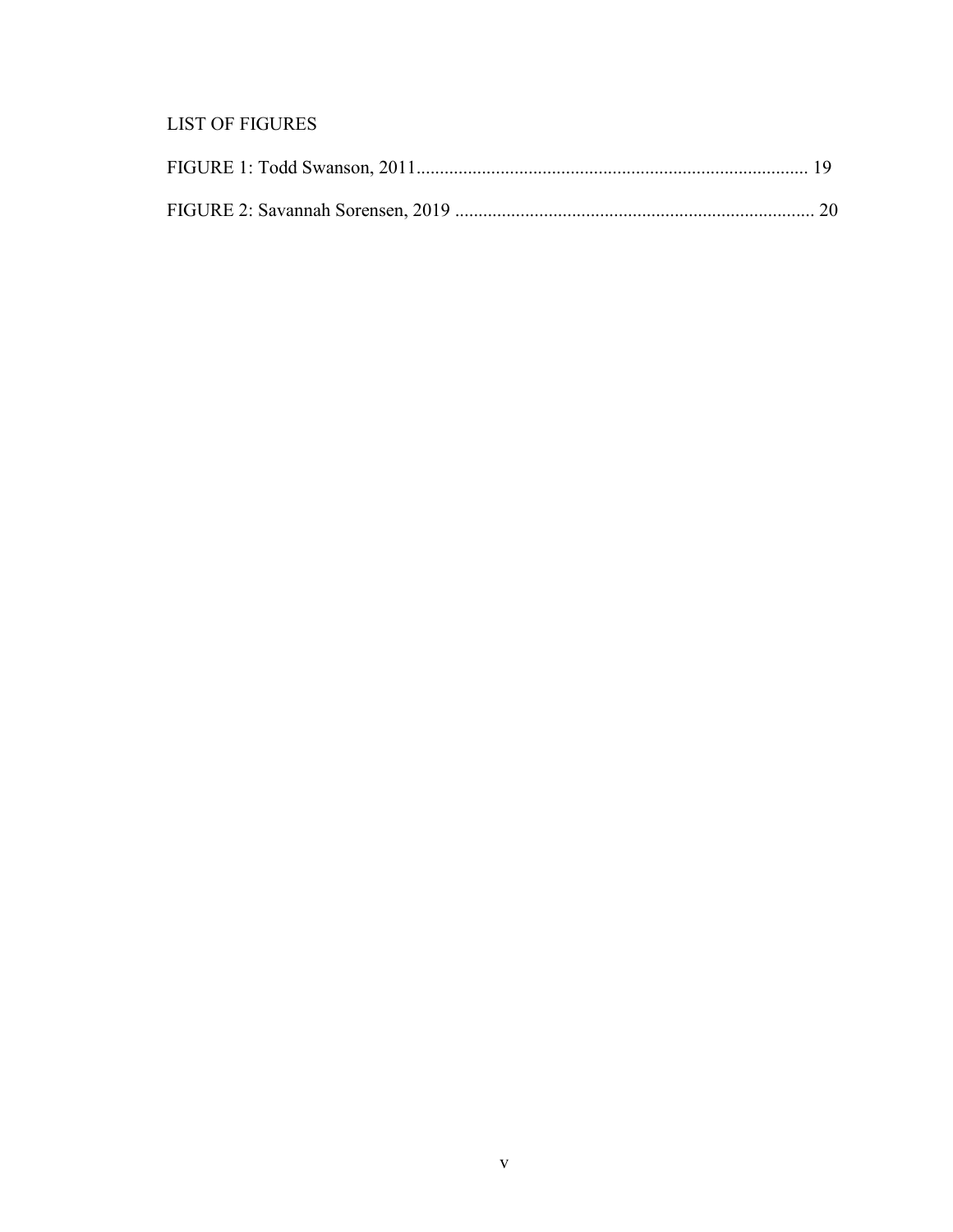## LIST OF FIGURES

FIGURE 1: Todd Swanson, 2011 .................................................................................... 19

FIGURE 2: Savannah Sorensen, 2019 ............................................................................ 20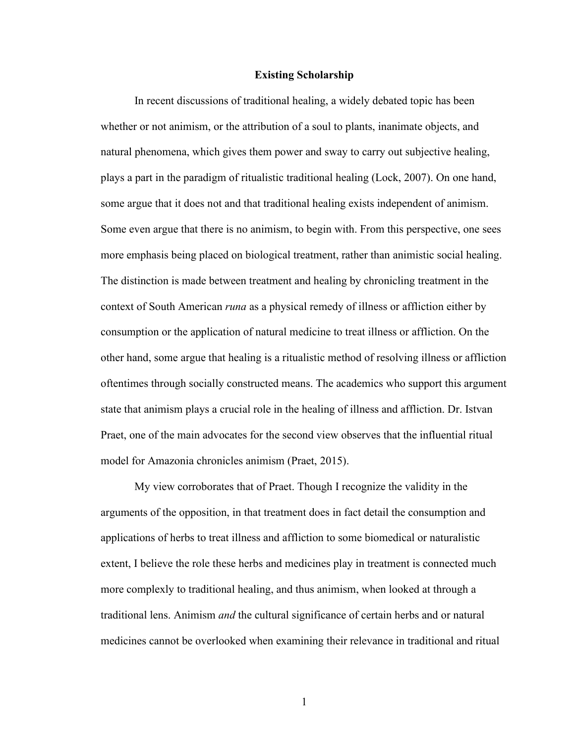## Existing Scholarship

In recent discussions of traditional healing, a widely debated topic has been whether or not animism, or the attribution of a soul to plants, inanimate objects, and natural phenomena, which gives them power and sway to carry out subjective healing, plays a part in the paradigm of ritualistic traditional healing (Lock, 2007). On one hand, some argue that it does not and that traditional healing exists independent of animism. Some even argue that there is no animism, to begin with. From this perspective, one sees more emphasis being placed on biological treatment, rather than animistic social healing. The distinction is made between treatment and healing by chronicling treatment in the context of South American *runa* as a physical remedy of illness or affliction either by consumption or the application of natural medicine to treat illness or affliction. On the other hand, some argue that healing is a ritualistic method of resolving illness or affliction oftentimes through socially constructed means. The academics who support this argument state that animism plays a crucial role in the healing of illness and affliction. Dr. Istvan Praet, one of the main advocates for the second view observes that the influential ritual model for Amazonia chronicles animism (Praet, 2015).

My view corroborates that of Praet. Though I recognize the validity in the arguments of the opposition, in that treatment does in fact detail the consumption and applications of herbs to treat illness and affliction to some biomedical or naturalistic extent, I believe the role these herbs and medicines play in treatment is connected much more complexly to traditional healing, and thus animism, when looked at through a traditional lens. Animism *and* the cultural significance of certain herbs and or natural medicines cannot be overlooked when examining their relevance in traditional and ritual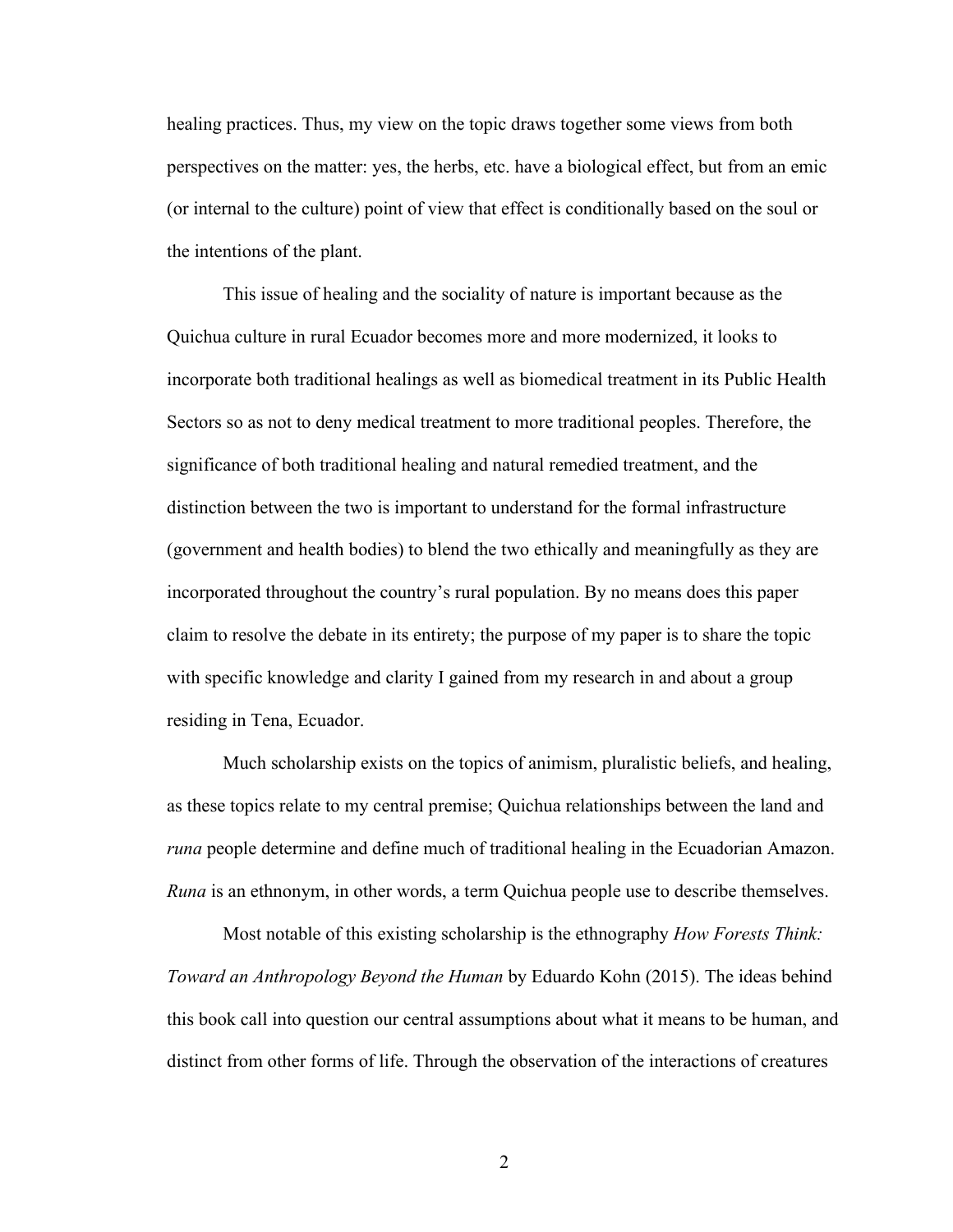healing practices. Thus, my view on the topic draws together some views from both perspectives on the matter: yes, the herbs, etc. have a biological effect, but from an emic (or internal to the culture) point of view that effect is conditionally based on the soul or the intentions of the plant.

This issue of healing and the sociality of nature is important because as the Quichua culture in rural Ecuador becomes more and more modernized, it looks to incorporate both traditional healings as well as biomedical treatment in its Public Health Sectors so as not to deny medical treatment to more traditional peoples. Therefore, the significance of both traditional healing and natural remedied treatment, and the distinction between the two is important to understand for the formal infrastructure (government and health bodies) to blend the two ethically and meaningfully as they are incorporated throughout the country's rural population. By no means does this paper claim to resolve the debate in its entirety; the purpose of my paper is to share the topic with specific knowledge and clarity I gained from my research in and about a group residing in Tena, Ecuador.

Much scholarship exists on the topics of animism, pluralistic beliefs, and healing, as these topics relate to my central premise; Quichua relationships between the land and *runa* people determine and define much of traditional healing in the Ecuadorian Amazon. *Runa* is an ethnonym, in other words, a term Quichua people use to describe themselves.

Most notable of this existing scholarship is the ethnography *How Forests Think: Toward an Anthropology Beyond the Human* by Eduardo Kohn (2015). The ideas behind this book call into question our central assumptions about what it means to be human, and distinct from other forms of life. Through the observation of the interactions of creatures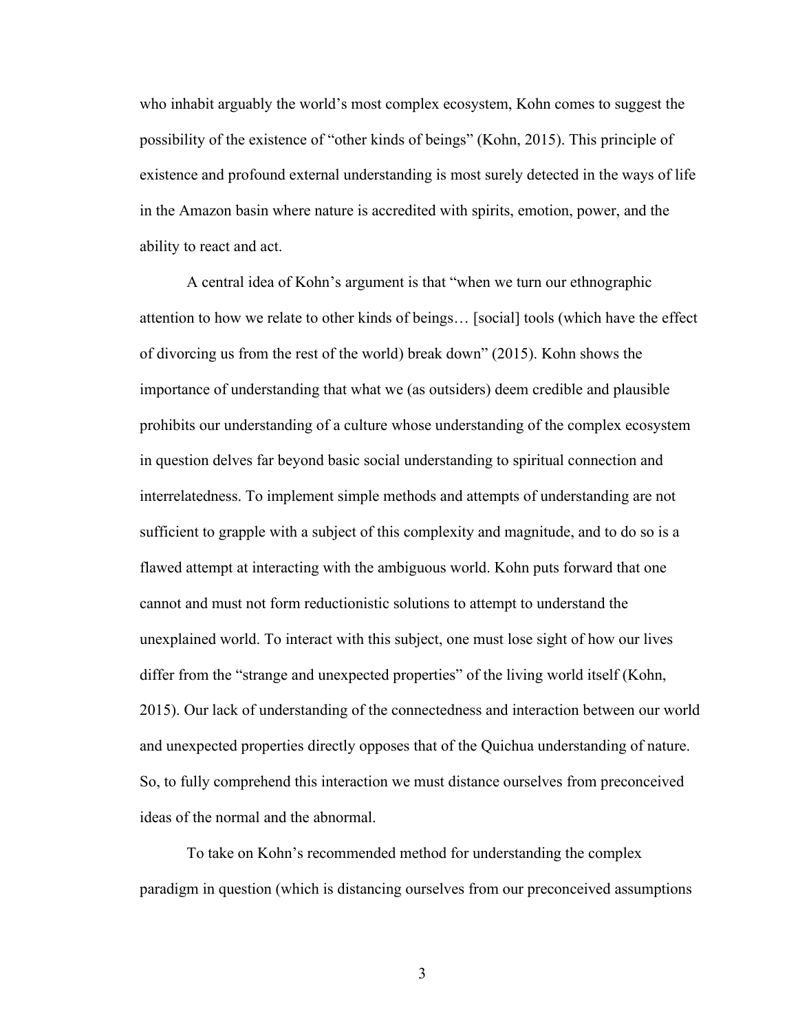who inhabit arguably the world's most complex ecosystem, Kohn comes to suggest the possibility of the existence of "other kinds of beings" (Kohn, 2015). This principle of existence and profound external understanding is most surely detected in the ways of life in the Amazon basin where nature is accredited with spirits, emotion, power, and the ability to react and act.

A central idea of Kohn's argument is that "when we turn our ethnographic attention to how we relate to other kinds of beings… [social] tools (which have the effect of divorcing us from the rest of the world) break down" (2015). Kohn shows the importance of understanding that what we (as outsiders) deem credible and plausible prohibits our understanding of a culture whose understanding of the complex ecosystem in question delves far beyond basic social understanding to spiritual connection and interrelatedness. To implement simple methods and attempts of understanding are not sufficient to grapple with a subject of this complexity and magnitude, and to do so is a flawed attempt at interacting with the ambiguous world. Kohn puts forward that one cannot and must not form reductionistic solutions to attempt to understand the unexplained world. To interact with this subject, one must lose sight of how our lives differ from the "strange and unexpected properties" of the living world itself (Kohn, 2015). Our lack of understanding of the connectedness and interaction between our world and unexpected properties directly opposes that of the Quichua understanding of nature. So, to fully comprehend this interaction we must distance ourselves from preconceived ideas of the normal and the abnormal.

To take on Kohn's recommended method for understanding the complex paradigm in question (which is distancing ourselves from our preconceived assumptions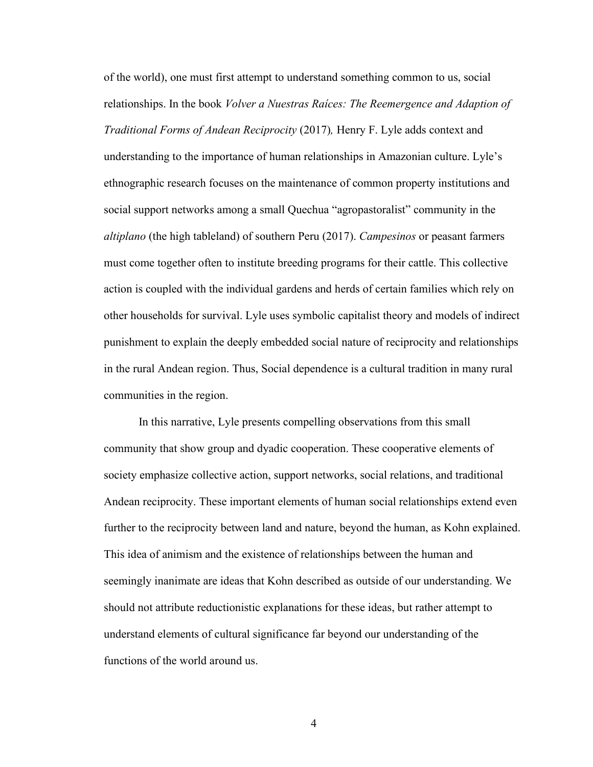of the world), one must first attempt to understand something common to us, social relationships. In the book *Volver a Nuestras Raíces: The Reemergence and Adaption of Traditional Forms of Andean Reciprocity* (2017)*,* Henry F. Lyle adds context and understanding to the importance of human relationships in Amazonian culture. Lyle's ethnographic research focuses on the maintenance of common property institutions and social support networks among a small Quechua "agropastoralist" community in the *altiplano* (the high tableland) of southern Peru (2017). *Campesinos* or peasant farmers must come together often to institute breeding programs for their cattle. This collective action is coupled with the individual gardens and herds of certain families which rely on other households for survival. Lyle uses symbolic capitalist theory and models of indirect punishment to explain the deeply embedded social nature of reciprocity and relationships in the rural Andean region. Thus, Social dependence is a cultural tradition in many rural communities in the region.

In this narrative, Lyle presents compelling observations from this small community that show group and dyadic cooperation. These cooperative elements of society emphasize collective action, support networks, social relations, and traditional Andean reciprocity. These important elements of human social relationships extend even further to the reciprocity between land and nature, beyond the human, as Kohn explained. This idea of animism and the existence of relationships between the human and seemingly inanimate are ideas that Kohn described as outside of our understanding. We should not attribute reductionistic explanations for these ideas, but rather attempt to understand elements of cultural significance far beyond our understanding of the functions of the world around us.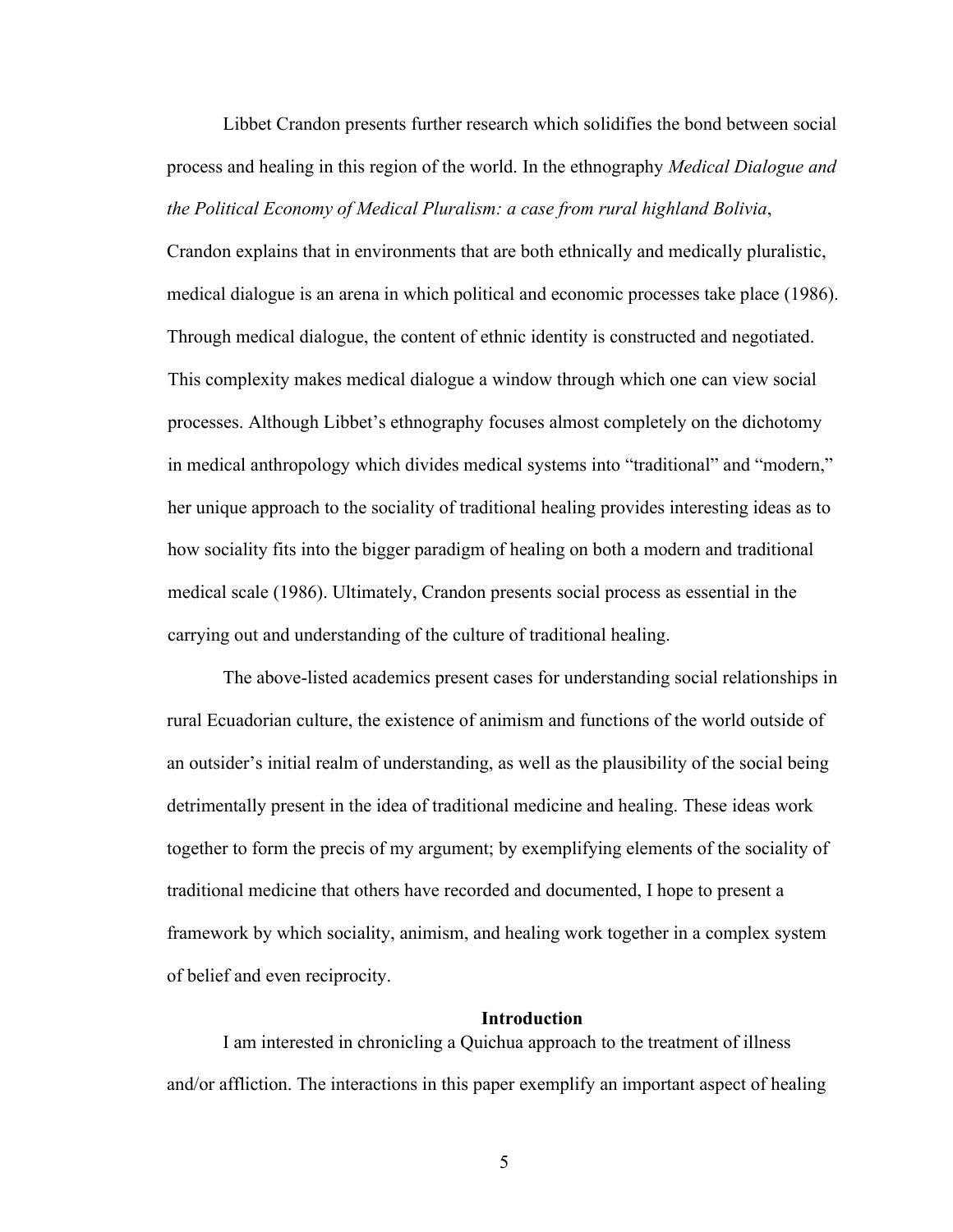Libbet Crandon presents further research which solidifies the bond between social process and healing in this region of the world. In the ethnography *Medical Dialogue and the Political Economy of Medical Pluralism: a case from rural highland Bolivia*, Crandon explains that in environments that are both ethnically and medically pluralistic, medical dialogue is an arena in which political and economic processes take place (1986). Through medical dialogue, the content of ethnic identity is constructed and negotiated. This complexity makes medical dialogue a window through which one can view social processes. Although Libbet's ethnography focuses almost completely on the dichotomy in medical anthropology which divides medical systems into "traditional" and "modern," her unique approach to the sociality of traditional healing provides interesting ideas as to how sociality fits into the bigger paradigm of healing on both a modern and traditional medical scale (1986). Ultimately, Crandon presents social process as essential in the carrying out and understanding of the culture of traditional healing.

The above-listed academics present cases for understanding social relationships in rural Ecuadorian culture, the existence of animism and functions of the world outside of an outsider's initial realm of understanding, as well as the plausibility of the social being detrimentally present in the idea of traditional medicine and healing. These ideas work together to form the precis of my argument; by exemplifying elements of the sociality of traditional medicine that others have recorded and documented, I hope to present a framework by which sociality, animism, and healing work together in a complex system of belief and even reciprocity.

## Introduction

I am interested in chronicling a Quichua approach to the treatment of illness and/or affliction. The interactions in this paper exemplify an important aspect of healing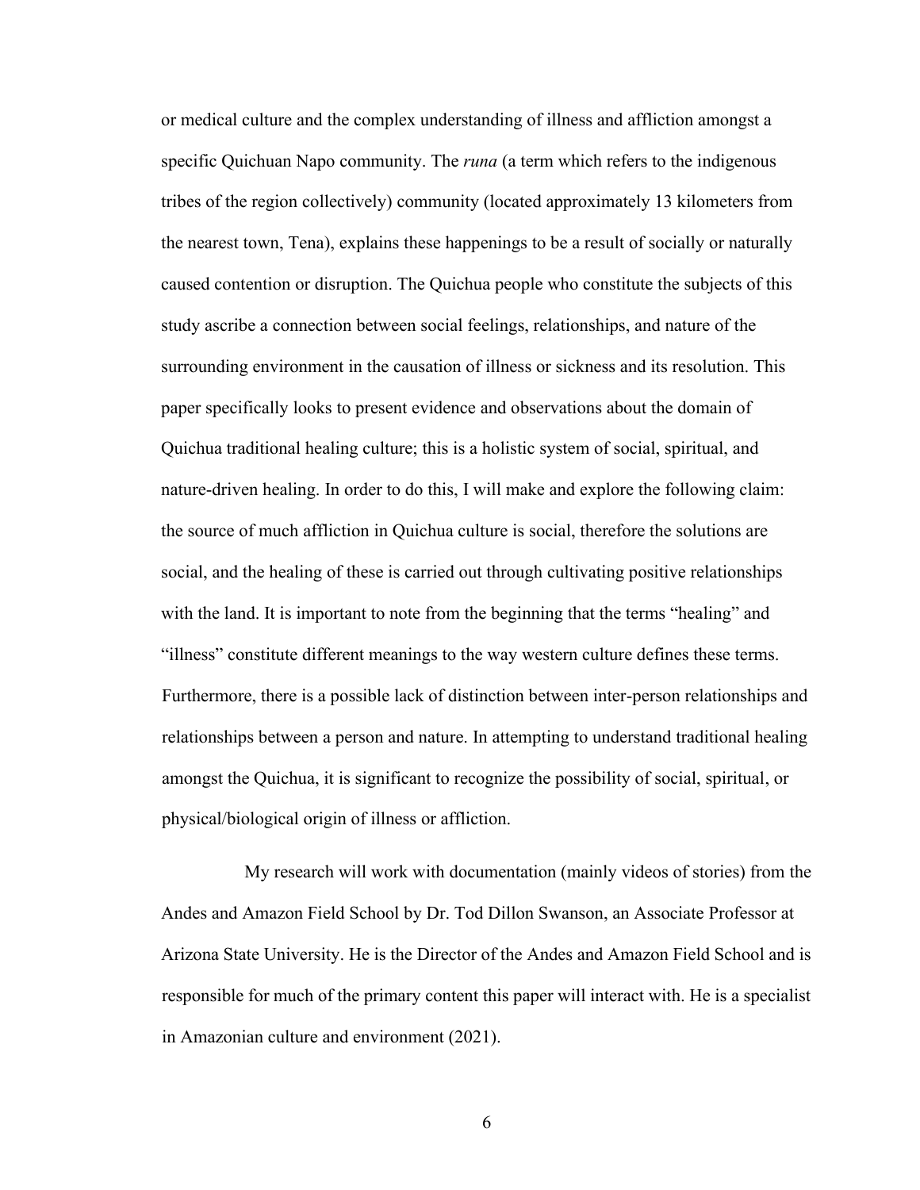or medical culture and the complex understanding of illness and affliction amongst a specific Quichuan Napo community. The *runa* (a term which refers to the indigenous tribes of the region collectively) community (located approximately 13 kilometers from the nearest town, Tena), explains these happenings to be a result of socially or naturally caused contention or disruption. The Quichua people who constitute the subjects of this study ascribe a connection between social feelings, relationships, and nature of the surrounding environment in the causation of illness or sickness and its resolution. This paper specifically looks to present evidence and observations about the domain of Quichua traditional healing culture; this is a holistic system of social, spiritual, and nature-driven healing. In order to do this, I will make and explore the following claim: the source of much affliction in Quichua culture is social, therefore the solutions are social, and the healing of these is carried out through cultivating positive relationships with the land. It is important to note from the beginning that the terms "healing" and "illness" constitute different meanings to the way western culture defines these terms. Furthermore, there is a possible lack of distinction between inter-person relationships and relationships between a person and nature. In attempting to understand traditional healing amongst the Quichua, it is significant to recognize the possibility of social, spiritual, or physical/biological origin of illness or affliction.

My research will work with documentation (mainly videos of stories) from the Andes and Amazon Field School by Dr. Tod Dillon Swanson, an Associate Professor at Arizona State University. He is the Director of the Andes and Amazon Field School and is responsible for much of the primary content this paper will interact with. He is a specialist in Amazonian culture and environment (2021).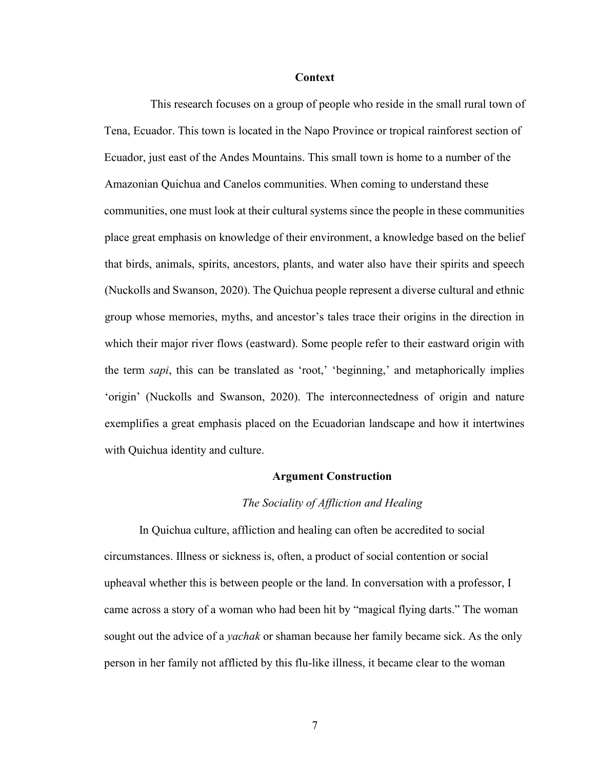## Context

This research focuses on a group of people who reside in the small rural town of Tena, Ecuador. This town is located in the Napo Province or tropical rainforest section of Ecuador, just east of the Andes Mountains. This small town is home to a number of the Amazonian Quichua and Canelos communities. When coming to understand these communities, one must look at their cultural systems since the people in these communities place great emphasis on knowledge of their environment, a knowledge based on the belief that birds, animals, spirits, ancestors, plants, and water also have their spirits and speech (Nuckolls and Swanson, 2020). The Quichua people represent a diverse cultural and ethnic group whose memories, myths, and ancestor's tales trace their origins in the direction in which their major river flows (eastward). Some people refer to their eastward origin with the term *sapi*, this can be translated as 'root,' 'beginning,' and metaphorically implies 'origin' (Nuckolls and Swanson, 2020). The interconnectedness of origin and nature exemplifies a great emphasis placed on the Ecuadorian landscape and how it intertwines with Quichua identity and culture.

## Argument Construction

### *The Sociality of Affliction and Healing*

In Quichua culture, affliction and healing can often be accredited to social circumstances. Illness or sickness is, often, a product of social contention or social upheaval whether this is between people or the land. In conversation with a professor, I came across a story of a woman who had been hit by "magical flying darts." The woman sought out the advice of a *yachak* or shaman because her family became sick. As the only person in her family not afflicted by this flu-like illness, it became clear to the woman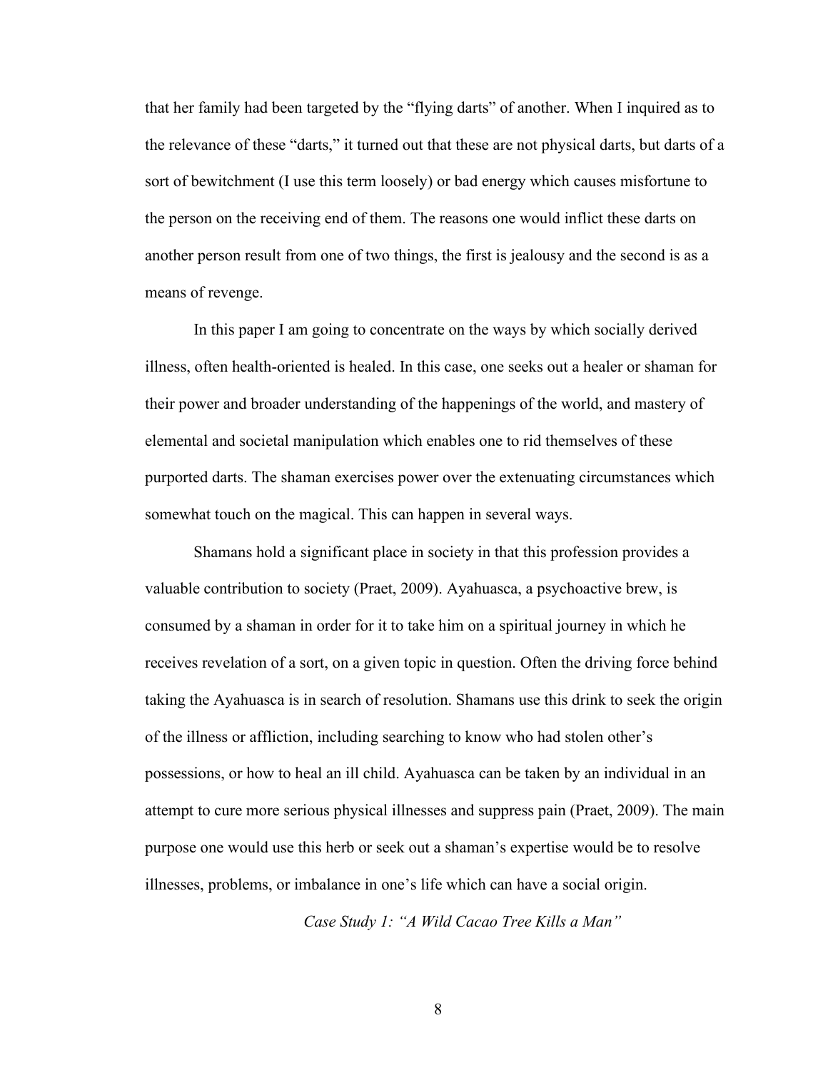that her family had been targeted by the “flying darts” of another. When I inquired as to the relevance of these “darts,” it turned out that these are not physical darts, but darts of a sort of bewitchment (I use this term loosely) or bad energy which causes misfortune to the person on the receiving end of them. The reasons one would inflict these darts on another person result from one of two things, the first is jealousy and the second is as a means of revenge.

In this paper I am going to concentrate on the ways by which socially derived illness, often health-oriented is healed. In this case, one seeks out a healer or shaman for their power and broader understanding of the happenings of the world, and mastery of elemental and societal manipulation which enables one to rid themselves of these purported darts. The shaman exercises power over the extenuating circumstances which somewhat touch on the magical. This can happen in several ways.

Shamans hold a significant place in society in that this profession provides a valuable contribution to society (Praet, 2009). Ayahuasca, a psychoactive brew, is consumed by a shaman in order for it to take him on a spiritual journey in which he receives revelation of a sort, on a given topic in question. Often the driving force behind taking the Ayahuasca is in search of resolution. Shamans use this drink to seek the origin of the illness or affliction, including searching to know who had stolen other’s possessions, or how to heal an ill child. Ayahuasca can be taken by an individual in an attempt to cure more serious physical illnesses and suppress pain (Praet, 2009). The main purpose one would use this herb or seek out a shaman’s expertise would be to resolve illnesses, problems, or imbalance in one’s life which can have a social origin.

### *Case Study 1: “A Wild Cacao Tree Kills a Man”*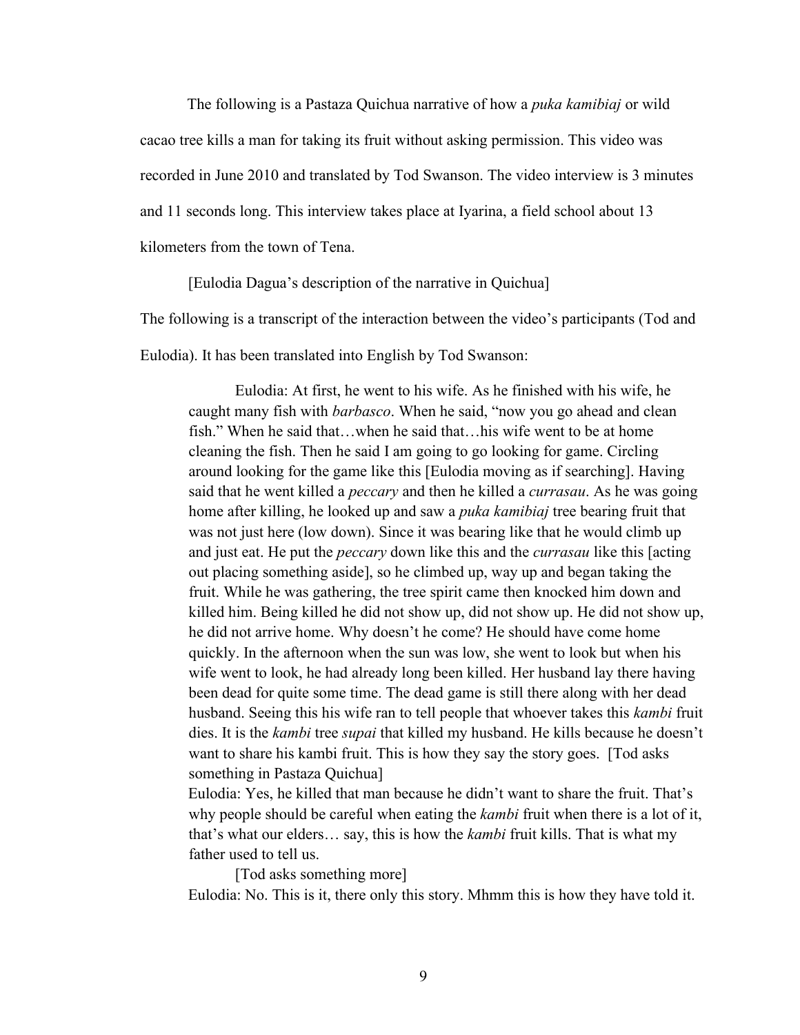The following is a Pastaza Quichua narrative of how a *puka kamibiaj* or wild cacao tree kills a man for taking its fruit without asking permission. This video was recorded in June 2010 and translated by Tod Swanson. The video interview is 3 minutes and 11 seconds long. This interview takes place at Iyarina, a field school about 13 kilometers from the town of Tena.

[Eulodia Dagua's description of the narrative in Quichua]

The following is a transcript of the interaction between the video's participants (Tod and Eulodia). It has been translated into English by Tod Swanson:

> Eulodia: At first, he went to his wife. As he finished with his wife, he caught many fish with *barbasco*. When he said, "now you go ahead and clean fish." When he said that…when he said that…his wife went to be at home cleaning the fish. Then he said I am going to go looking for game. Circling around looking for the game like this [Eulodia moving as if searching]. Having said that he went killed a *peccary* and then he killed a *currasau*. As he was going home after killing, he looked up and saw a *puka kamibiaj* tree bearing fruit that was not just here (low down). Since it was bearing like that he would climb up and just eat. He put the *peccary* down like this and the *currasau* like this [acting out placing something aside], so he climbed up, way up and began taking the fruit. While he was gathering, the tree spirit came then knocked him down and killed him. Being killed he did not show up, did not show up. He did not show up, he did not arrive home. Why doesn't he come? He should have come home quickly. In the afternoon when the sun was low, she went to look but when his wife went to look, he had already long been killed. Her husband lay there having been dead for quite some time. The dead game is still there along with her dead husband. Seeing this his wife ran to tell people that whoever takes this *kambi* fruit dies. It is the *kambi* tree *supai* that killed my husband. He kills because he doesn't want to share his kambi fruit. This is how they say the story goes. [Tod asks something in Pastaza Quichua]
>
> Eulodia: Yes, he killed that man because he didn't want to share the fruit. That's why people should be careful when eating the *kambi* fruit when there is a lot of it, that's what our elders… say, this is how the *kambi* fruit kills. That is what my father used to tell us.
>
> [Tod asks something more]
>
> Eulodia: No. This is it, there only this story. Mhmm this is how they have told it.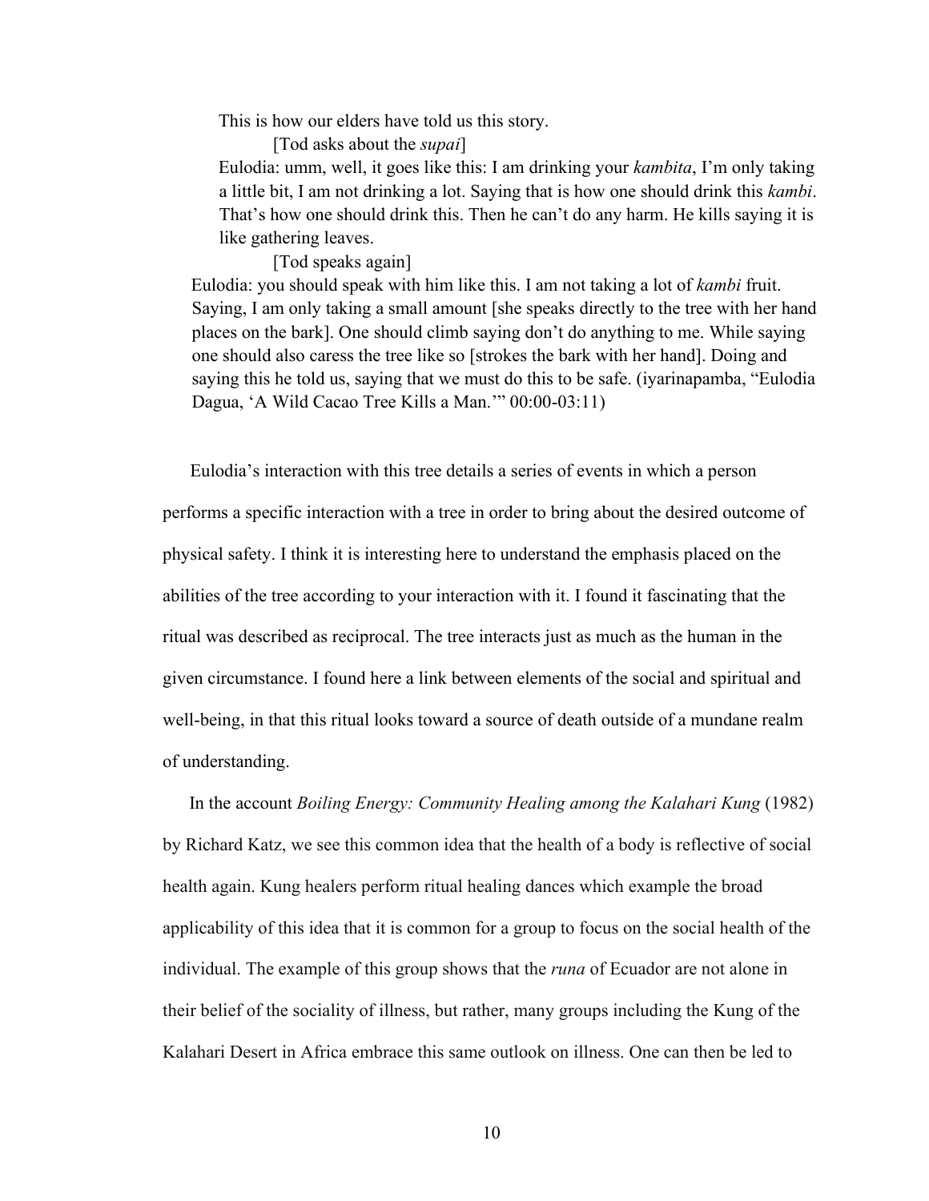> This is how our elders have told us this story.
>
> [Tod asks about the *supai*]
>
> Eulodia: umm, well, it goes like this: I am drinking your *kambita*, I'm only taking a little bit, I am not drinking a lot. Saying that is how one should drink this *kambi*. That's how one should drink this. Then he can't do any harm. He kills saying it is like gathering leaves.
>
> [Tod speaks again]
>
> Eulodia: you should speak with him like this. I am not taking a lot of *kambi* fruit. Saying, I am only taking a small amount [she speaks directly to the tree with her hand places on the bark]. One should climb saying don't do anything to me. While saying one should also caress the tree like so [strokes the bark with her hand]. Doing and saying this he told us, saying that we must do this to be safe. (iyarinapamba, "Eulodia Dagua, 'A Wild Cacao Tree Kills a Man.'" 00:00-03:11)

Eulodia's interaction with this tree details a series of events in which a person performs a specific interaction with a tree in order to bring about the desired outcome of physical safety. I think it is interesting here to understand the emphasis placed on the abilities of the tree according to your interaction with it. I found it fascinating that the ritual was described as reciprocal. The tree interacts just as much as the human in the given circumstance. I found here a link between elements of the social and spiritual and well-being, in that this ritual looks toward a source of death outside of a mundane realm of understanding.

In the account *Boiling Energy: Community Healing among the Kalahari Kung* (1982) by Richard Katz, we see this common idea that the health of a body is reflective of social health again. Kung healers perform ritual healing dances which example the broad applicability of this idea that it is common for a group to focus on the social health of the individual. The example of this group shows that the *runa* of Ecuador are not alone in their belief of the sociality of illness, but rather, many groups including the Kung of the Kalahari Desert in Africa embrace this same outlook on illness. One can then be led to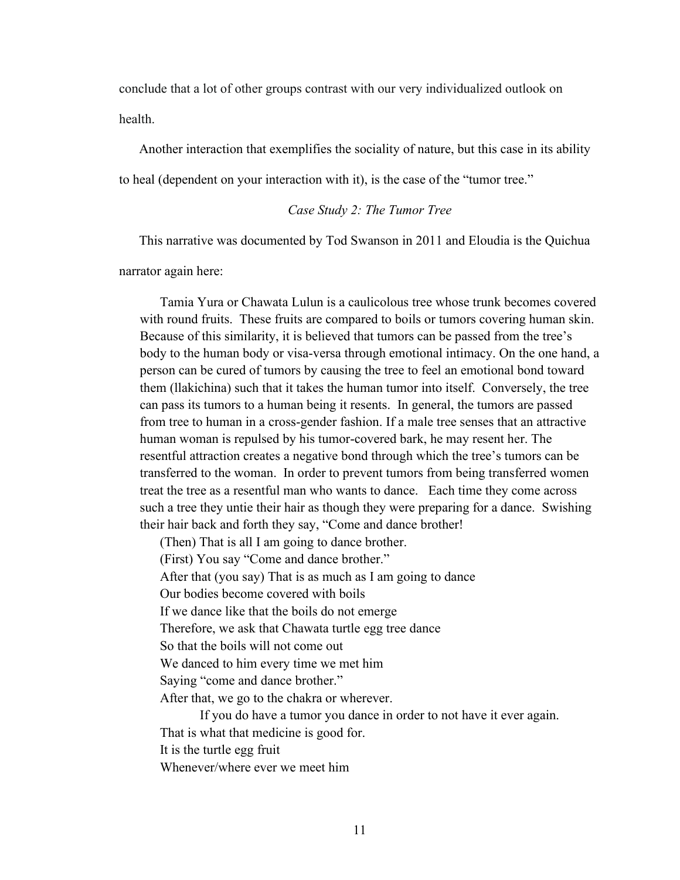conclude that a lot of other groups contrast with our very individualized outlook on health.

Another interaction that exemplifies the sociality of nature, but this case in its ability to heal (dependent on your interaction with it), is the case of the "tumor tree."

*Case Study 2: The Tumor Tree*

This narrative was documented by Tod Swanson in 2011 and Eloudia is the Quichua narrator again here:

> Tamia Yura or Chawata Lulun is a caulicolous tree whose trunk becomes covered with round fruits. These fruits are compared to boils or tumors covering human skin. Because of this similarity, it is believed that tumors can be passed from the tree's body to the human body or visa-versa through emotional intimacy. On the one hand, a person can be cured of tumors by causing the tree to feel an emotional bond toward them (llakichina) such that it takes the human tumor into itself. Conversely, the tree can pass its tumors to a human being it resents. In general, the tumors are passed from tree to human in a cross-gender fashion. If a male tree senses that an attractive human woman is repulsed by his tumor-covered bark, he may resent her. The resentful attraction creates a negative bond through which the tree's tumors can be transferred to the woman. In order to prevent tumors from being transferred women treat the tree as a resentful man who wants to dance. Each time they come across such a tree they untie their hair as though they were preparing for a dance. Swishing their hair back and forth they say, "Come and dance brother!
>
> (Then) That is all I am going to dance brother.
> (First) You say "Come and dance brother."
> After that (you say) That is as much as I am going to dance
> Our bodies become covered with boils
> If we dance like that the boils do not emerge
> Therefore, we ask that Chawata turtle egg tree dance
> So that the boils will not come out
> We danced to him every time we met him
> Saying "come and dance brother."
> After that, we go to the chakra or wherever.
>
> If you do have a tumor you dance in order to not have it ever again.
> That is what that medicine is good for.
> It is the turtle egg fruit
> Whenever/where ever we meet him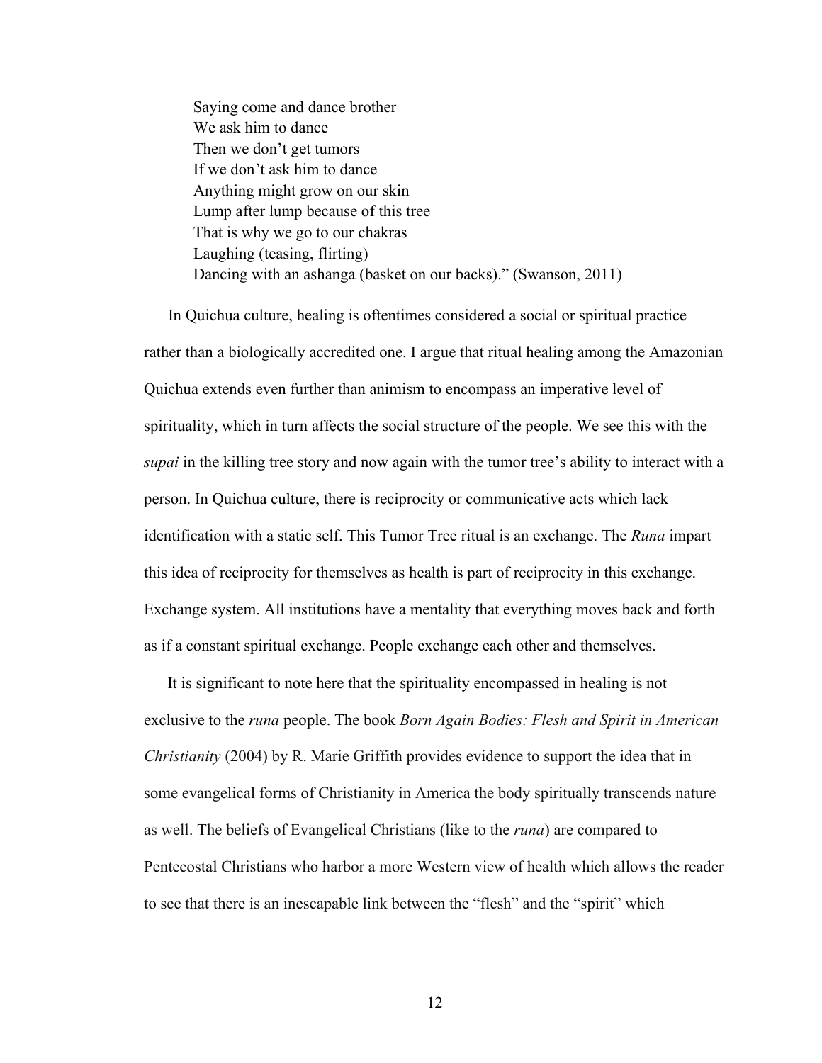> Saying come and dance brother
> We ask him to dance
> Then we don't get tumors
> If we don't ask him to dance
> Anything might grow on our skin
> Lump after lump because of this tree
> That is why we go to our chakras
> Laughing (teasing, flirting)
> Dancing with an ashanga (basket on our backs)." (Swanson, 2011)

In Quichua culture, healing is oftentimes considered a social or spiritual practice rather than a biologically accredited one. I argue that ritual healing among the Amazonian Quichua extends even further than animism to encompass an imperative level of spirituality, which in turn affects the social structure of the people. We see this with the *supai* in the killing tree story and now again with the tumor tree's ability to interact with a person. In Quichua culture, there is reciprocity or communicative acts which lack identification with a static self. This Tumor Tree ritual is an exchange. The *Runa* impart this idea of reciprocity for themselves as health is part of reciprocity in this exchange. Exchange system. All institutions have a mentality that everything moves back and forth as if a constant spiritual exchange. People exchange each other and themselves.

It is significant to note here that the spirituality encompassed in healing is not exclusive to the *runa* people. The book *Born Again Bodies: Flesh and Spirit in American Christianity* (2004) by R. Marie Griffith provides evidence to support the idea that in some evangelical forms of Christianity in America the body spiritually transcends nature as well. The beliefs of Evangelical Christians (like to the *runa*) are compared to Pentecostal Christians who harbor a more Western view of health which allows the reader to see that there is an inescapable link between the "flesh" and the "spirit" which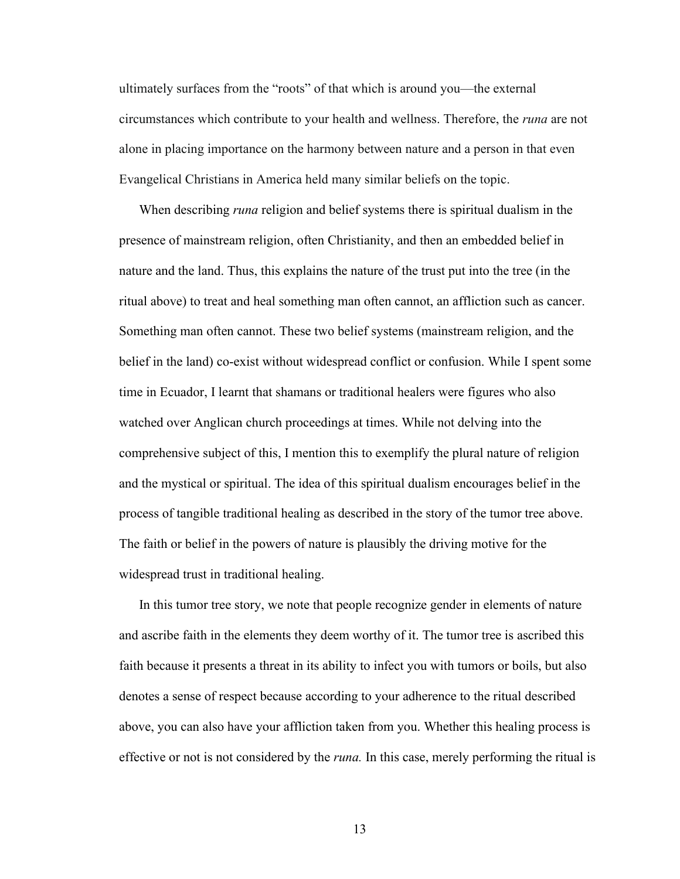ultimately surfaces from the "roots" of that which is around you—the external circumstances which contribute to your health and wellness. Therefore, the *runa* are not alone in placing importance on the harmony between nature and a person in that even Evangelical Christians in America held many similar beliefs on the topic.

When describing *runa* religion and belief systems there is spiritual dualism in the presence of mainstream religion, often Christianity, and then an embedded belief in nature and the land. Thus, this explains the nature of the trust put into the tree (in the ritual above) to treat and heal something man often cannot, an affliction such as cancer. Something man often cannot. These two belief systems (mainstream religion, and the belief in the land) co-exist without widespread conflict or confusion. While I spent some time in Ecuador, I learnt that shamans or traditional healers were figures who also watched over Anglican church proceedings at times. While not delving into the comprehensive subject of this, I mention this to exemplify the plural nature of religion and the mystical or spiritual. The idea of this spiritual dualism encourages belief in the process of tangible traditional healing as described in the story of the tumor tree above. The faith or belief in the powers of nature is plausibly the driving motive for the widespread trust in traditional healing.

In this tumor tree story, we note that people recognize gender in elements of nature and ascribe faith in the elements they deem worthy of it. The tumor tree is ascribed this faith because it presents a threat in its ability to infect you with tumors or boils, but also denotes a sense of respect because according to your adherence to the ritual described above, you can also have your affliction taken from you. Whether this healing process is effective or not is not considered by the *runa.* In this case, merely performing the ritual is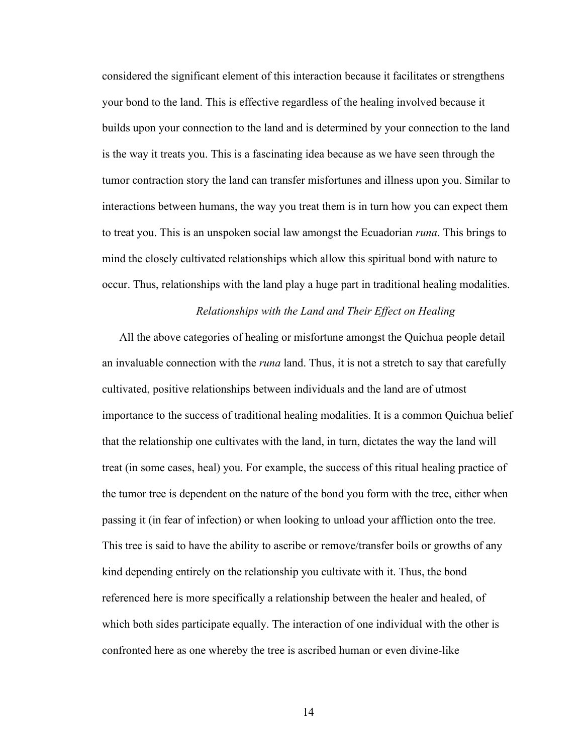considered the significant element of this interaction because it facilitates or strengthens your bond to the land. This is effective regardless of the healing involved because it builds upon your connection to the land and is determined by your connection to the land is the way it treats you. This is a fascinating idea because as we have seen through the tumor contraction story the land can transfer misfortunes and illness upon you. Similar to interactions between humans, the way you treat them is in turn how you can expect them to treat you. This is an unspoken social law amongst the Ecuadorian *runa*. This brings to mind the closely cultivated relationships which allow this spiritual bond with nature to occur. Thus, relationships with the land play a huge part in traditional healing modalities.

### *Relationships with the Land and Their Effect on Healing*

All the above categories of healing or misfortune amongst the Quichua people detail an invaluable connection with the *runa* land. Thus, it is not a stretch to say that carefully cultivated, positive relationships between individuals and the land are of utmost importance to the success of traditional healing modalities. It is a common Quichua belief that the relationship one cultivates with the land, in turn, dictates the way the land will treat (in some cases, heal) you. For example, the success of this ritual healing practice of the tumor tree is dependent on the nature of the bond you form with the tree, either when passing it (in fear of infection) or when looking to unload your affliction onto the tree. This tree is said to have the ability to ascribe or remove/transfer boils or growths of any kind depending entirely on the relationship you cultivate with it. Thus, the bond referenced here is more specifically a relationship between the healer and healed, of which both sides participate equally. The interaction of one individual with the other is confronted here as one whereby the tree is ascribed human or even divine-like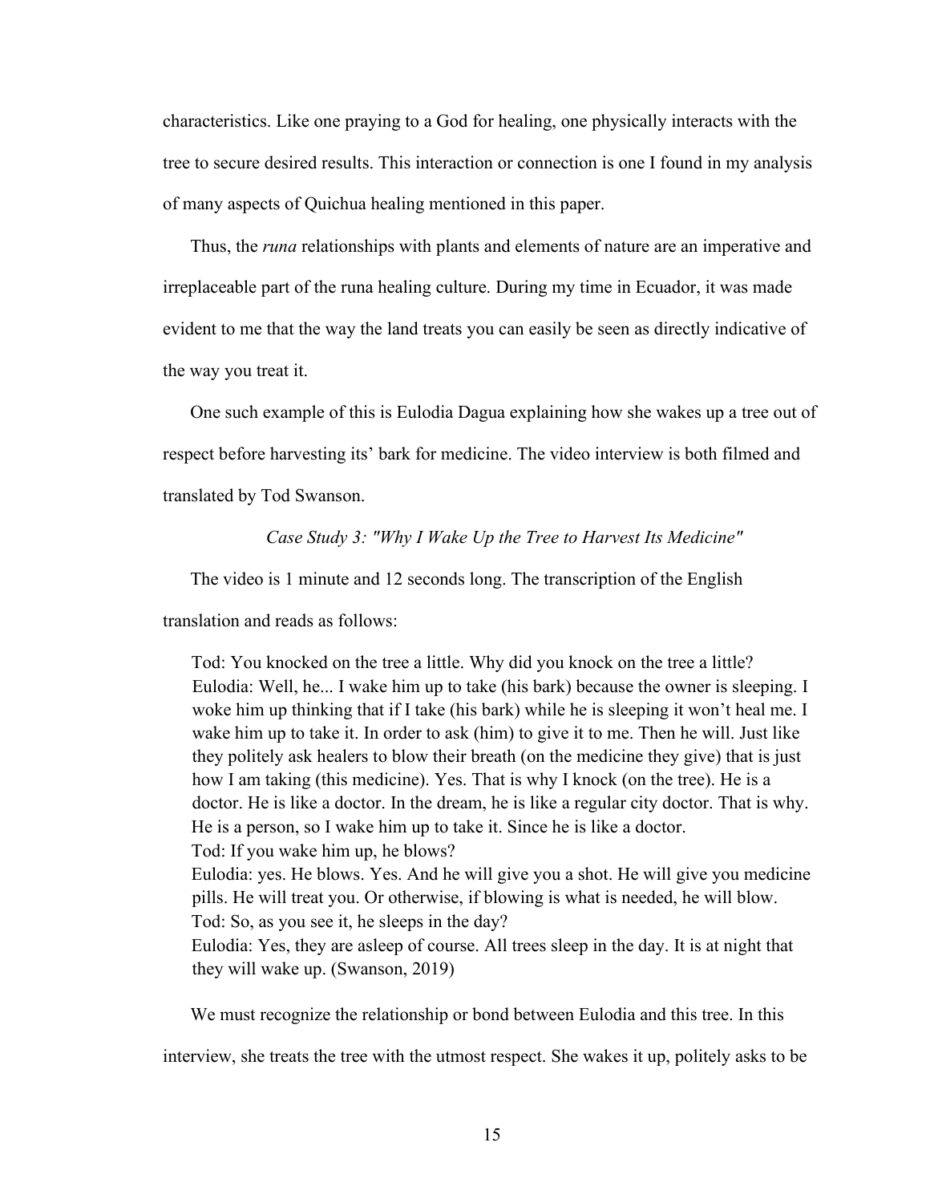characteristics. Like one praying to a God for healing, one physically interacts with the tree to secure desired results. This interaction or connection is one I found in my analysis of many aspects of Quichua healing mentioned in this paper.

Thus, the *runa* relationships with plants and elements of nature are an imperative and irreplaceable part of the runa healing culture. During my time in Ecuador, it was made evident to me that the way the land treats you can easily be seen as directly indicative of the way you treat it.

One such example of this is Eulodia Dagua explaining how she wakes up a tree out of respect before harvesting its' bark for medicine. The video interview is both filmed and translated by Tod Swanson.

*Case Study 3: "Why I Wake Up the Tree to Harvest Its Medicine"*

The video is 1 minute and 12 seconds long. The transcription of the English translation and reads as follows:

> Tod: You knocked on the tree a little. Why did you knock on the tree a little?
> Eulodia: Well, he... I wake him up to take (his bark) because the owner is sleeping. I woke him up thinking that if I take (his bark) while he is sleeping it won't heal me. I wake him up to take it. In order to ask (him) to give it to me. Then he will. Just like they politely ask healers to blow their breath (on the medicine they give) that is just how I am taking (this medicine). Yes. That is why I knock (on the tree). He is a doctor. He is like a doctor. In the dream, he is like a regular city doctor. That is why. He is a person, so I wake him up to take it. Since he is like a doctor.
> Tod: If you wake him up, he blows?
> Eulodia: yes. He blows. Yes. And he will give you a shot. He will give you medicine pills. He will treat you. Or otherwise, if blowing is what is needed, he will blow.
> Tod: So, as you see it, he sleeps in the day?
> Eulodia: Yes, they are asleep of course. All trees sleep in the day. It is at night that they will wake up. (Swanson, 2019)

We must recognize the relationship or bond between Eulodia and this tree. In this interview, she treats the tree with the utmost respect. She wakes it up, politely asks to be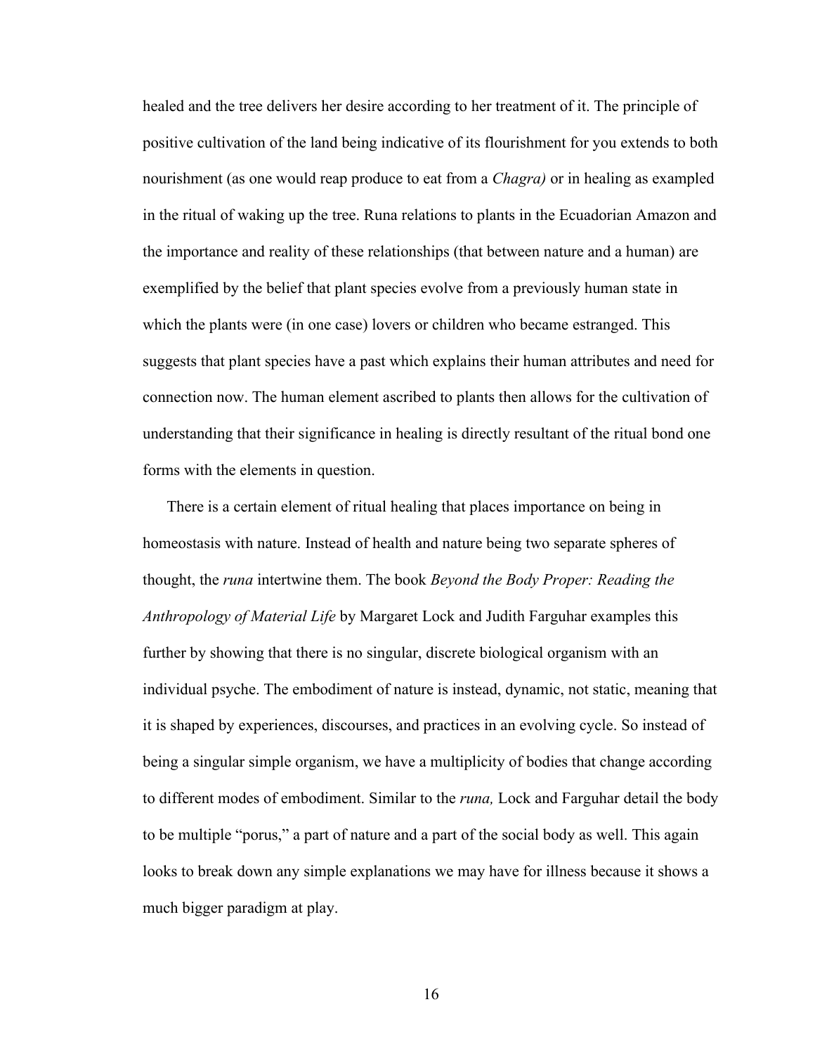healed and the tree delivers her desire according to her treatment of it. The principle of positive cultivation of the land being indicative of its flourishment for you extends to both nourishment (as one would reap produce to eat from a *Chagra)* or in healing as exampled in the ritual of waking up the tree. Runa relations to plants in the Ecuadorian Amazon and the importance and reality of these relationships (that between nature and a human) are exemplified by the belief that plant species evolve from a previously human state in which the plants were (in one case) lovers or children who became estranged. This suggests that plant species have a past which explains their human attributes and need for connection now. The human element ascribed to plants then allows for the cultivation of understanding that their significance in healing is directly resultant of the ritual bond one forms with the elements in question.

There is a certain element of ritual healing that places importance on being in homeostasis with nature. Instead of health and nature being two separate spheres of thought, the *runa* intertwine them. The book *Beyond the Body Proper: Reading the Anthropology of Material Life* by Margaret Lock and Judith Farguhar examples this further by showing that there is no singular, discrete biological organism with an individual psyche. The embodiment of nature is instead, dynamic, not static, meaning that it is shaped by experiences, discourses, and practices in an evolving cycle. So instead of being a singular simple organism, we have a multiplicity of bodies that change according to different modes of embodiment. Similar to the *runa,* Lock and Farguhar detail the body to be multiple "porus," a part of nature and a part of the social body as well. This again looks to break down any simple explanations we may have for illness because it shows a much bigger paradigm at play.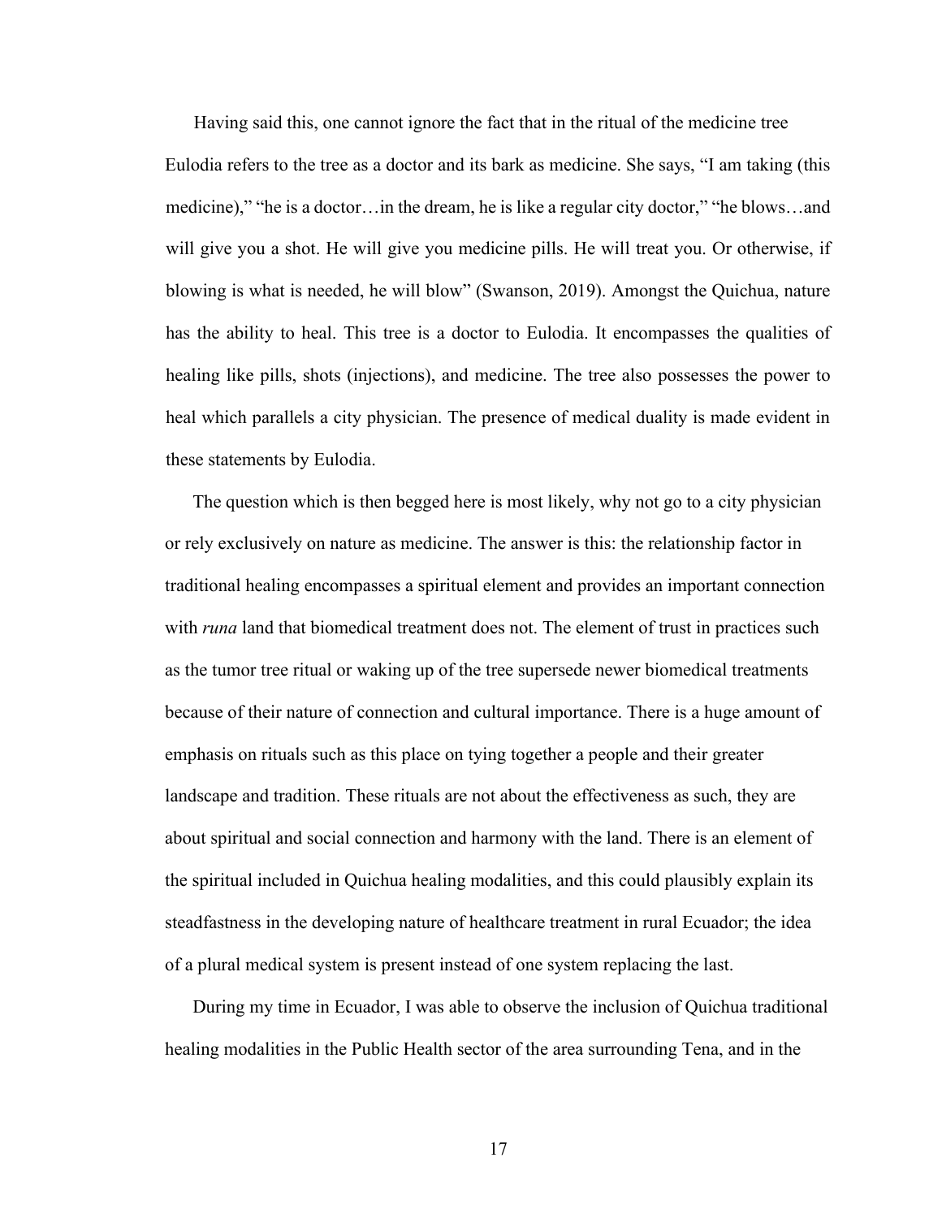Having said this, one cannot ignore the fact that in the ritual of the medicine tree Eulodia refers to the tree as a doctor and its bark as medicine. She says, "I am taking (this medicine)," "he is a doctor…in the dream, he is like a regular city doctor," "he blows…and will give you a shot. He will give you medicine pills. He will treat you. Or otherwise, if blowing is what is needed, he will blow" (Swanson, 2019). Amongst the Quichua, nature has the ability to heal. This tree is a doctor to Eulodia. It encompasses the qualities of healing like pills, shots (injections), and medicine. The tree also possesses the power to heal which parallels a city physician. The presence of medical duality is made evident in these statements by Eulodia.

The question which is then begged here is most likely, why not go to a city physician or rely exclusively on nature as medicine. The answer is this: the relationship factor in traditional healing encompasses a spiritual element and provides an important connection with *runa* land that biomedical treatment does not. The element of trust in practices such as the tumor tree ritual or waking up of the tree supersede newer biomedical treatments because of their nature of connection and cultural importance. There is a huge amount of emphasis on rituals such as this place on tying together a people and their greater landscape and tradition. These rituals are not about the effectiveness as such, they are about spiritual and social connection and harmony with the land. There is an element of the spiritual included in Quichua healing modalities, and this could plausibly explain its steadfastness in the developing nature of healthcare treatment in rural Ecuador; the idea of a plural medical system is present instead of one system replacing the last.

During my time in Ecuador, I was able to observe the inclusion of Quichua traditional healing modalities in the Public Health sector of the area surrounding Tena, and in the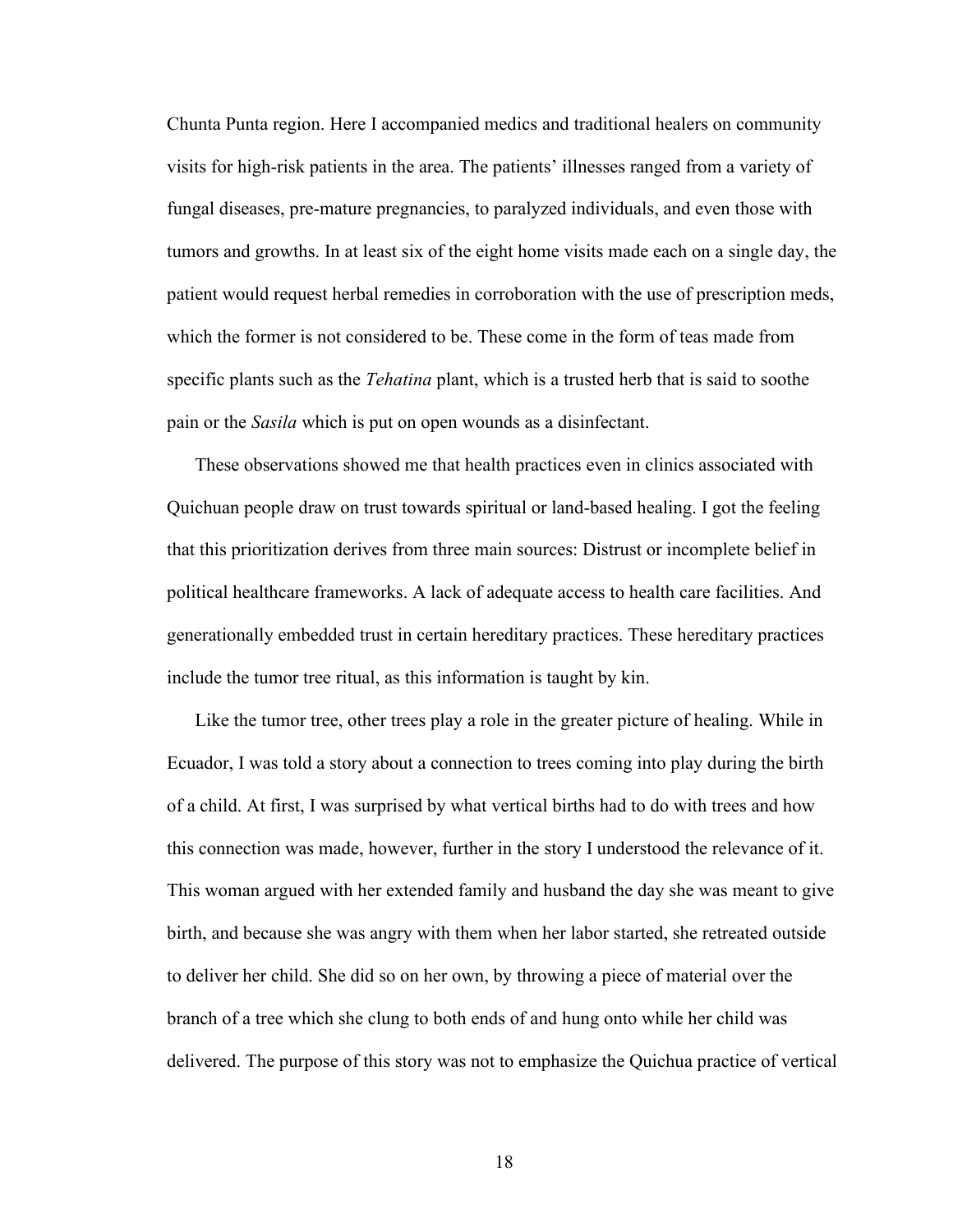Chunta Punta region. Here I accompanied medics and traditional healers on community visits for high-risk patients in the area. The patients' illnesses ranged from a variety of fungal diseases, pre-mature pregnancies, to paralyzed individuals, and even those with tumors and growths. In at least six of the eight home visits made each on a single day, the patient would request herbal remedies in corroboration with the use of prescription meds, which the former is not considered to be. These come in the form of teas made from specific plants such as the *Tehatina* plant, which is a trusted herb that is said to soothe pain or the *Sasila* which is put on open wounds as a disinfectant.

These observations showed me that health practices even in clinics associated with Quichuan people draw on trust towards spiritual or land-based healing. I got the feeling that this prioritization derives from three main sources: Distrust or incomplete belief in political healthcare frameworks. A lack of adequate access to health care facilities. And generationally embedded trust in certain hereditary practices. These hereditary practices include the tumor tree ritual, as this information is taught by kin.

Like the tumor tree, other trees play a role in the greater picture of healing. While in Ecuador, I was told a story about a connection to trees coming into play during the birth of a child. At first, I was surprised by what vertical births had to do with trees and how this connection was made, however, further in the story I understood the relevance of it. This woman argued with her extended family and husband the day she was meant to give birth, and because she was angry with them when her labor started, she retreated outside to deliver her child. She did so on her own, by throwing a piece of material over the branch of a tree which she clung to both ends of and hung onto while her child was delivered. The purpose of this story was not to emphasize the Quichua practice of vertical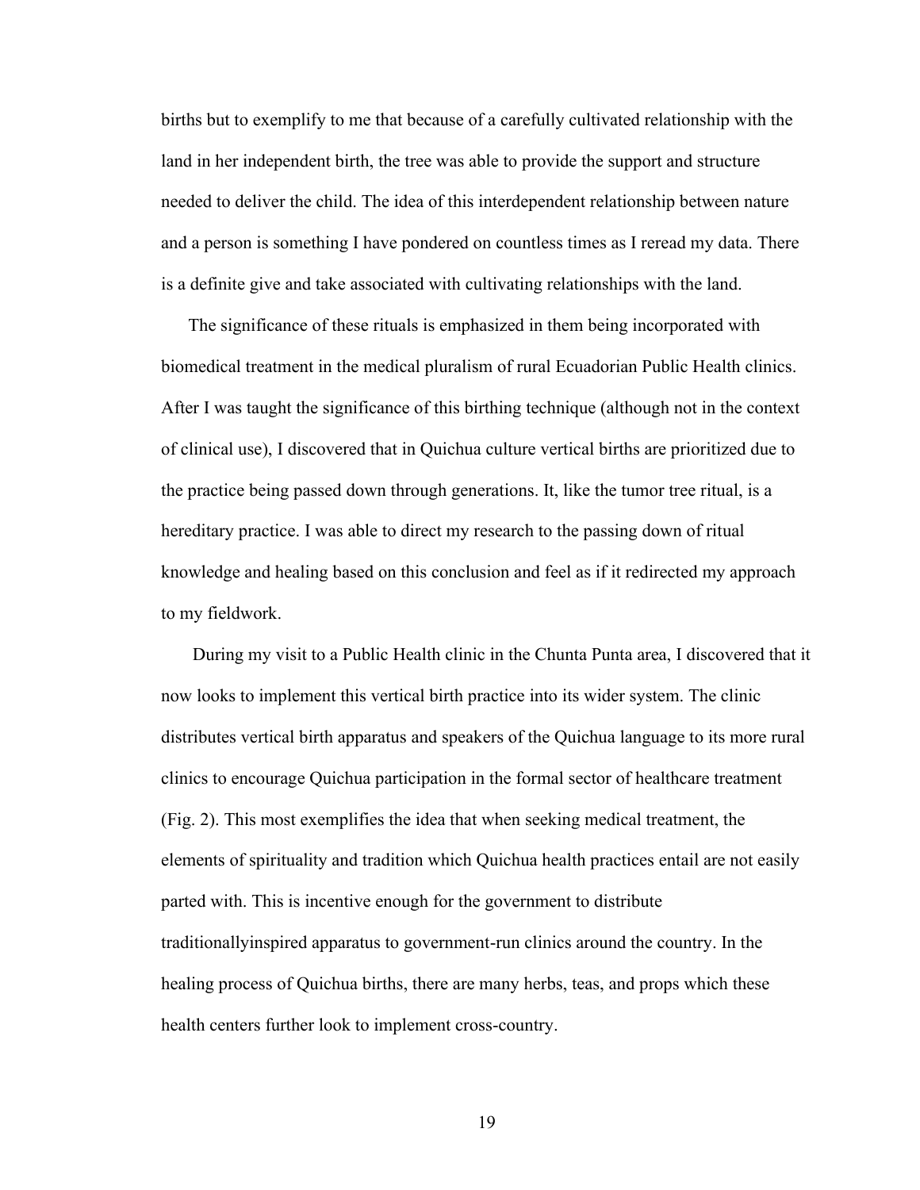births but to exemplify to me that because of a carefully cultivated relationship with the land in her independent birth, the tree was able to provide the support and structure needed to deliver the child. The idea of this interdependent relationship between nature and a person is something I have pondered on countless times as I reread my data. There is a definite give and take associated with cultivating relationships with the land.

The significance of these rituals is emphasized in them being incorporated with biomedical treatment in the medical pluralism of rural Ecuadorian Public Health clinics. After I was taught the significance of this birthing technique (although not in the context of clinical use), I discovered that in Quichua culture vertical births are prioritized due to the practice being passed down through generations. It, like the tumor tree ritual, is a hereditary practice. I was able to direct my research to the passing down of ritual knowledge and healing based on this conclusion and feel as if it redirected my approach to my fieldwork.

During my visit to a Public Health clinic in the Chunta Punta area, I discovered that it now looks to implement this vertical birth practice into its wider system. The clinic distributes vertical birth apparatus and speakers of the Quichua language to its more rural clinics to encourage Quichua participation in the formal sector of healthcare treatment (Fig. 2). This most exemplifies the idea that when seeking medical treatment, the elements of spirituality and tradition which Quichua health practices entail are not easily parted with. This is incentive enough for the government to distribute traditionallyinspired apparatus to government-run clinics around the country. In the healing process of Quichua births, there are many herbs, teas, and props which these health centers further look to implement cross-country.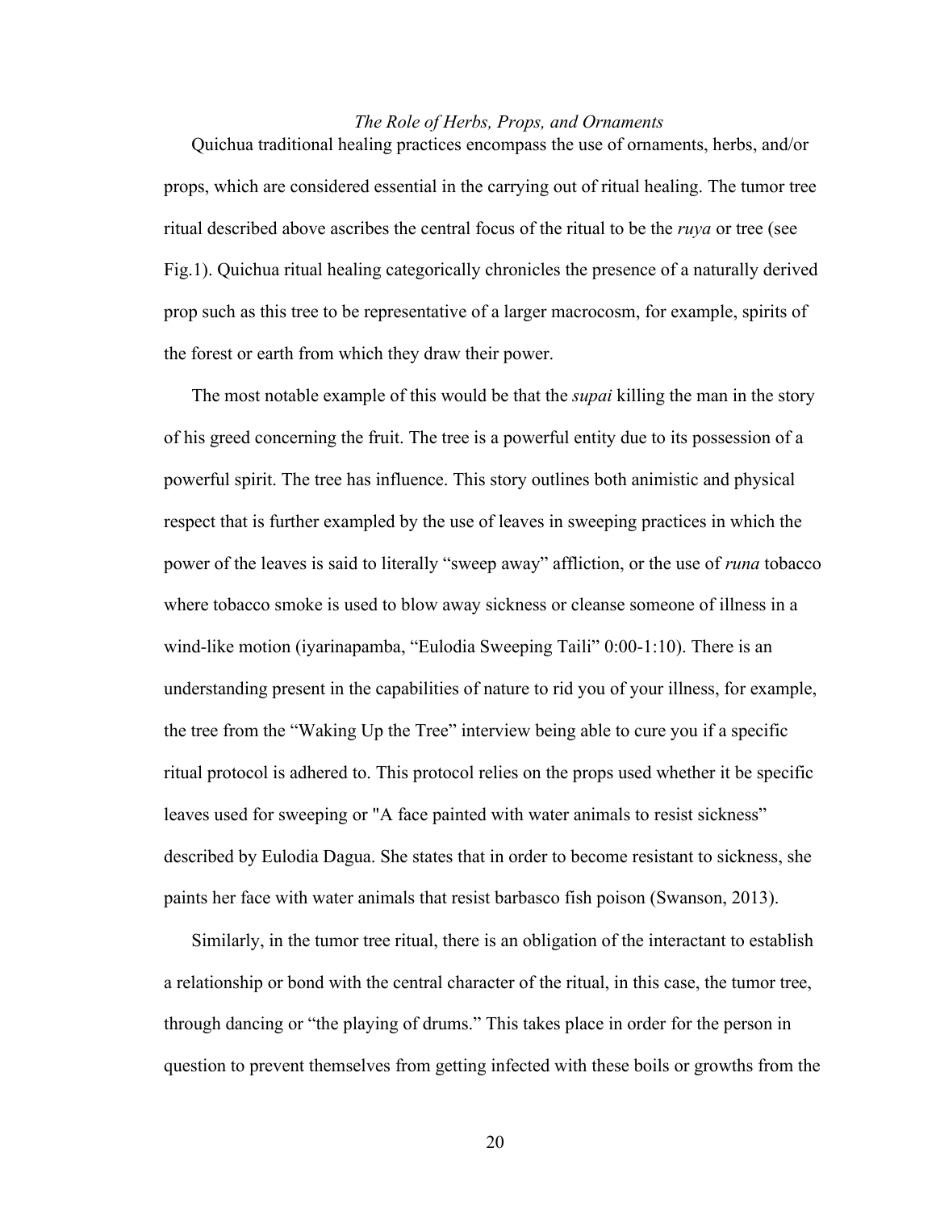### *The Role of Herbs, Props, and Ornaments*

Quichua traditional healing practices encompass the use of ornaments, herbs, and/or props, which are considered essential in the carrying out of ritual healing. The tumor tree ritual described above ascribes the central focus of the ritual to be the *ruya* or tree (see Fig.1). Quichua ritual healing categorically chronicles the presence of a naturally derived prop such as this tree to be representative of a larger macrocosm, for example, spirits of the forest or earth from which they draw their power.

The most notable example of this would be that the *supai* killing the man in the story of his greed concerning the fruit. The tree is a powerful entity due to its possession of a powerful spirit. The tree has influence. This story outlines both animistic and physical respect that is further exampled by the use of leaves in sweeping practices in which the power of the leaves is said to literally "sweep away" affliction, or the use of *runa* tobacco where tobacco smoke is used to blow away sickness or cleanse someone of illness in a wind-like motion (iyarinapamba, "Eulodia Sweeping Taili" 0:00-1:10). There is an understanding present in the capabilities of nature to rid you of your illness, for example, the tree from the "Waking Up the Tree" interview being able to cure you if a specific ritual protocol is adhered to. This protocol relies on the props used whether it be specific leaves used for sweeping or "A face painted with water animals to resist sickness" described by Eulodia Dagua. She states that in order to become resistant to sickness, she paints her face with water animals that resist barbasco fish poison (Swanson, 2013).

Similarly, in the tumor tree ritual, there is an obligation of the interactant to establish a relationship or bond with the central character of the ritual, in this case, the tumor tree, through dancing or "the playing of drums." This takes place in order for the person in question to prevent themselves from getting infected with these boils or growths from the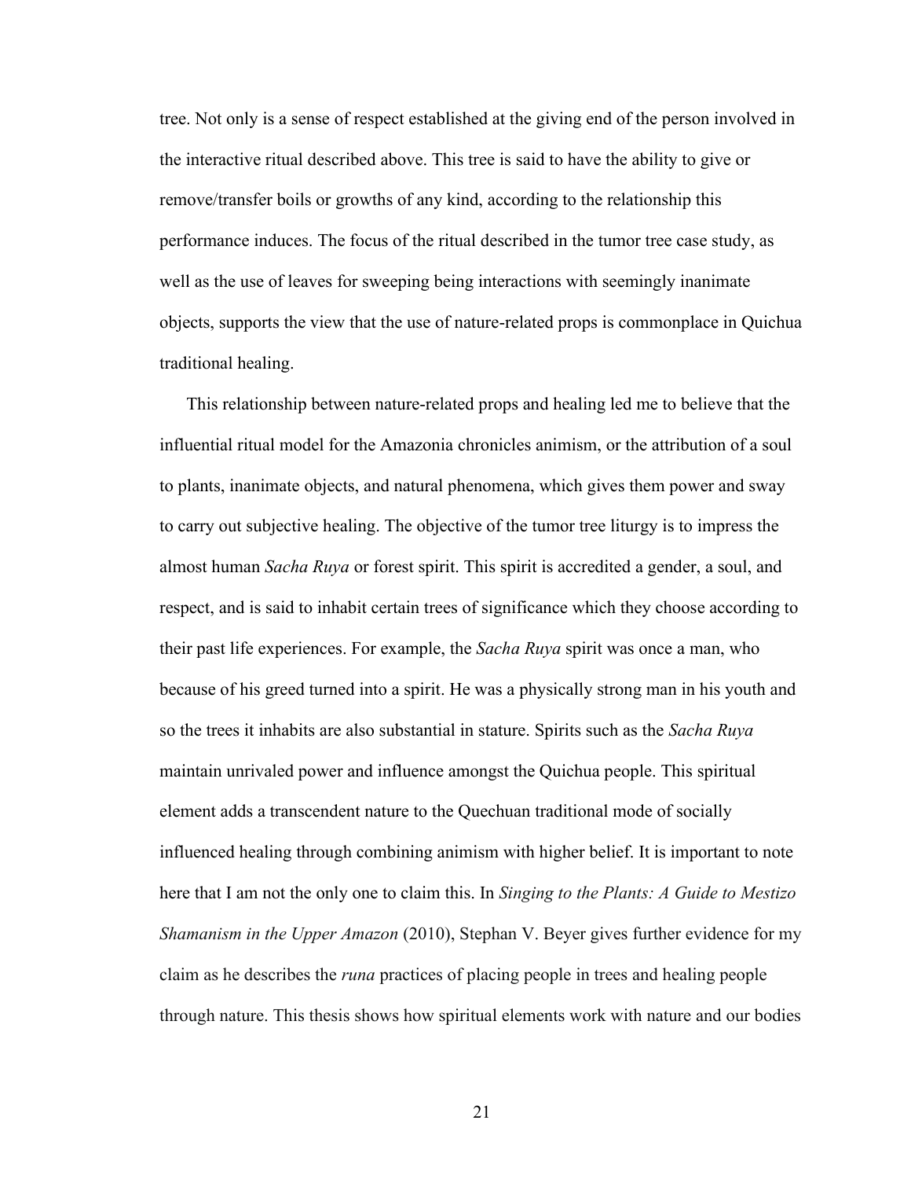tree. Not only is a sense of respect established at the giving end of the person involved in the interactive ritual described above. This tree is said to have the ability to give or remove/transfer boils or growths of any kind, according to the relationship this performance induces. The focus of the ritual described in the tumor tree case study, as well as the use of leaves for sweeping being interactions with seemingly inanimate objects, supports the view that the use of nature-related props is commonplace in Quichua traditional healing.

This relationship between nature-related props and healing led me to believe that the influential ritual model for the Amazonia chronicles animism, or the attribution of a soul to plants, inanimate objects, and natural phenomena, which gives them power and sway to carry out subjective healing. The objective of the tumor tree liturgy is to impress the almost human *Sacha Ruya* or forest spirit. This spirit is accredited a gender, a soul, and respect, and is said to inhabit certain trees of significance which they choose according to their past life experiences. For example, the *Sacha Ruya* spirit was once a man, who because of his greed turned into a spirit. He was a physically strong man in his youth and so the trees it inhabits are also substantial in stature. Spirits such as the *Sacha Ruya* maintain unrivaled power and influence amongst the Quichua people. This spiritual element adds a transcendent nature to the Quechuan traditional mode of socially influenced healing through combining animism with higher belief. It is important to note here that I am not the only one to claim this. In *Singing to the Plants: A Guide to Mestizo Shamanism in the Upper Amazon* (2010), Stephan V. Beyer gives further evidence for my claim as he describes the *runa* practices of placing people in trees and healing people through nature. This thesis shows how spiritual elements work with nature and our bodies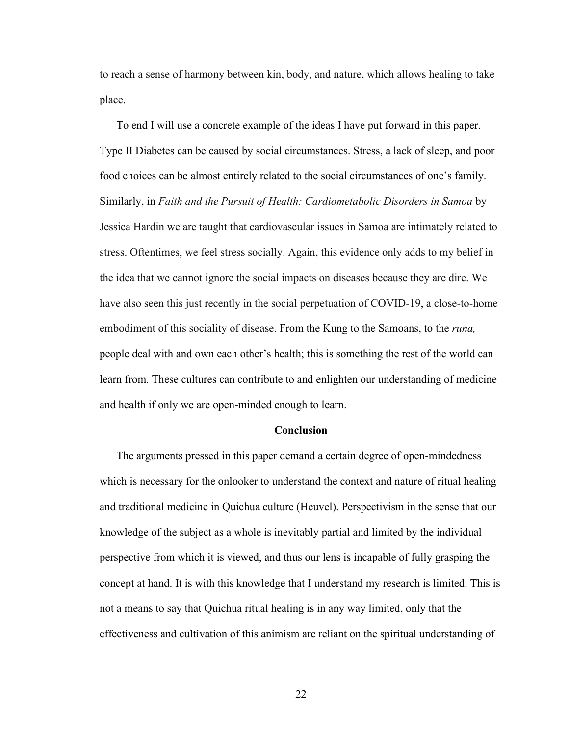to reach a sense of harmony between kin, body, and nature, which allows healing to take place.

To end I will use a concrete example of the ideas I have put forward in this paper. Type II Diabetes can be caused by social circumstances. Stress, a lack of sleep, and poor food choices can be almost entirely related to the social circumstances of one's family. Similarly, in *Faith and the Pursuit of Health: Cardiometabolic Disorders in Samoa* by Jessica Hardin we are taught that cardiovascular issues in Samoa are intimately related to stress. Oftentimes, we feel stress socially. Again, this evidence only adds to my belief in the idea that we cannot ignore the social impacts on diseases because they are dire. We have also seen this just recently in the social perpetuation of COVID-19, a close-to-home embodiment of this sociality of disease. From the Kung to the Samoans, to the *runa,* people deal with and own each other's health; this is something the rest of the world can learn from. These cultures can contribute to and enlighten our understanding of medicine and health if only we are open-minded enough to learn.

## Conclusion

The arguments pressed in this paper demand a certain degree of open-mindedness which is necessary for the onlooker to understand the context and nature of ritual healing and traditional medicine in Quichua culture (Heuvel). Perspectivism in the sense that our knowledge of the subject as a whole is inevitably partial and limited by the individual perspective from which it is viewed, and thus our lens is incapable of fully grasping the concept at hand. It is with this knowledge that I understand my research is limited. This is not a means to say that Quichua ritual healing is in any way limited, only that the effectiveness and cultivation of this animism are reliant on the spiritual understanding of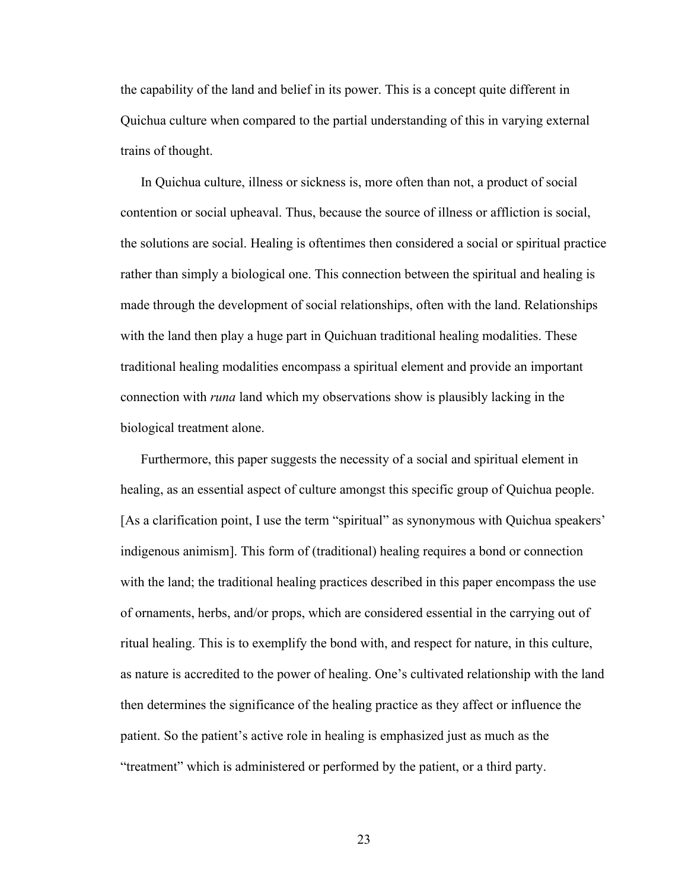the capability of the land and belief in its power. This is a concept quite different in Quichua culture when compared to the partial understanding of this in varying external trains of thought.

In Quichua culture, illness or sickness is, more often than not, a product of social contention or social upheaval. Thus, because the source of illness or affliction is social, the solutions are social. Healing is oftentimes then considered a social or spiritual practice rather than simply a biological one. This connection between the spiritual and healing is made through the development of social relationships, often with the land. Relationships with the land then play a huge part in Quichuan traditional healing modalities. These traditional healing modalities encompass a spiritual element and provide an important connection with *runa* land which my observations show is plausibly lacking in the biological treatment alone.

Furthermore, this paper suggests the necessity of a social and spiritual element in healing, as an essential aspect of culture amongst this specific group of Quichua people. [As a clarification point, I use the term "spiritual" as synonymous with Quichua speakers' indigenous animism]. This form of (traditional) healing requires a bond or connection with the land; the traditional healing practices described in this paper encompass the use of ornaments, herbs, and/or props, which are considered essential in the carrying out of ritual healing. This is to exemplify the bond with, and respect for nature, in this culture, as nature is accredited to the power of healing. One's cultivated relationship with the land then determines the significance of the healing practice as they affect or influence the patient. So the patient's active role in healing is emphasized just as much as the "treatment" which is administered or performed by the patient, or a third party.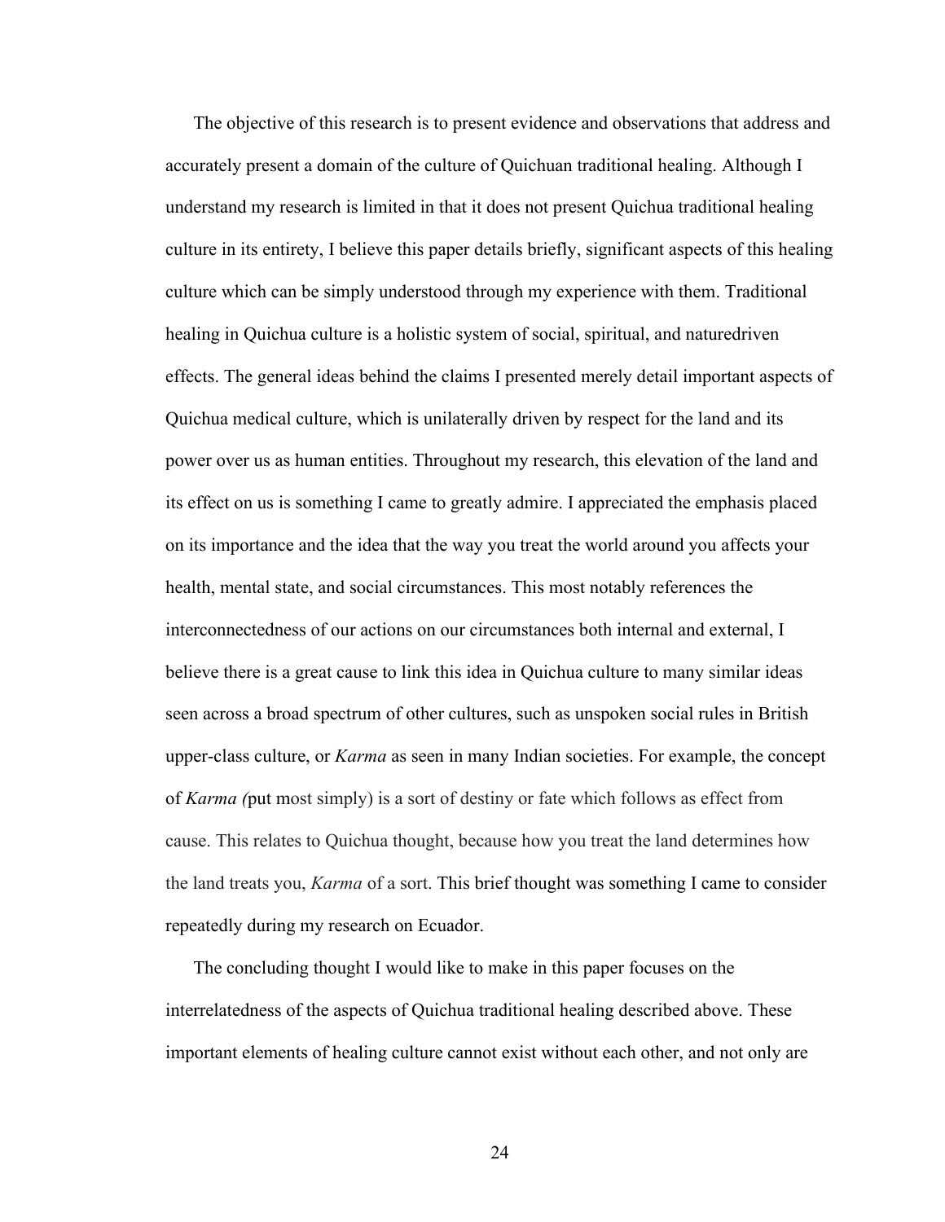The objective of this research is to present evidence and observations that address and accurately present a domain of the culture of Quichuan traditional healing. Although I understand my research is limited in that it does not present Quichua traditional healing culture in its entirety, I believe this paper details briefly, significant aspects of this healing culture which can be simply understood through my experience with them. Traditional healing in Quichua culture is a holistic system of social, spiritual, and naturedriven effects. The general ideas behind the claims I presented merely detail important aspects of Quichua medical culture, which is unilaterally driven by respect for the land and its power over us as human entities. Throughout my research, this elevation of the land and its effect on us is something I came to greatly admire. I appreciated the emphasis placed on its importance and the idea that the way you treat the world around you affects your health, mental state, and social circumstances. This most notably references the interconnectedness of our actions on our circumstances both internal and external, I believe there is a great cause to link this idea in Quichua culture to many similar ideas seen across a broad spectrum of other cultures, such as unspoken social rules in British upper-class culture, or *Karma* as seen in many Indian societies. For example, the concept of *Karma (*put most simply) is a sort of destiny or fate which follows as effect from cause. This relates to Quichua thought, because how you treat the land determines how the land treats you, *Karma* of a sort. This brief thought was something I came to consider repeatedly during my research on Ecuador.

The concluding thought I would like to make in this paper focuses on the interrelatedness of the aspects of Quichua traditional healing described above. These important elements of healing culture cannot exist without each other, and not only are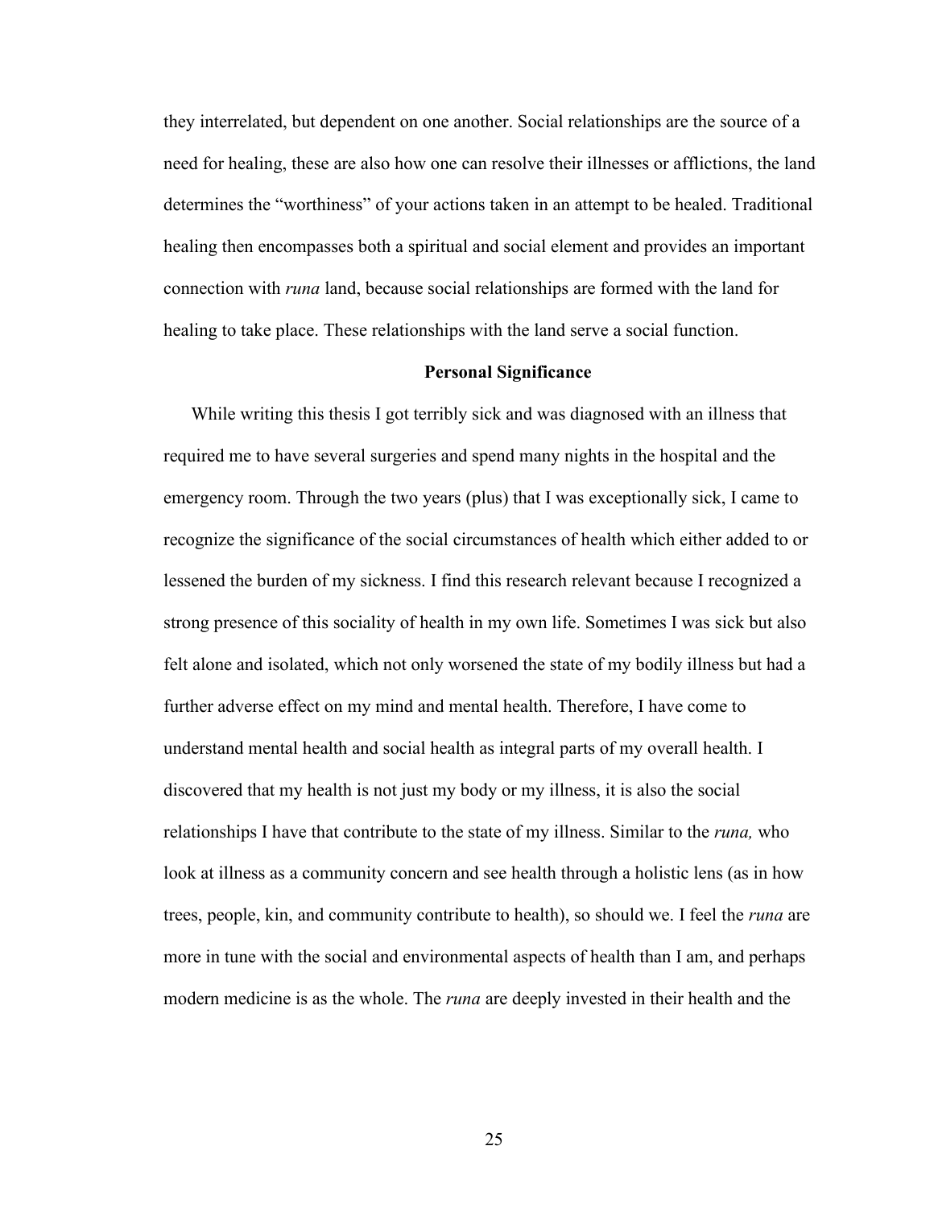they interrelated, but dependent on one another. Social relationships are the source of a need for healing, these are also how one can resolve their illnesses or afflictions, the land determines the "worthiness" of your actions taken in an attempt to be healed. Traditional healing then encompasses both a spiritual and social element and provides an important connection with *runa* land, because social relationships are formed with the land for healing to take place. These relationships with the land serve a social function.

## Personal Significance

While writing this thesis I got terribly sick and was diagnosed with an illness that required me to have several surgeries and spend many nights in the hospital and the emergency room. Through the two years (plus) that I was exceptionally sick, I came to recognize the significance of the social circumstances of health which either added to or lessened the burden of my sickness. I find this research relevant because I recognized a strong presence of this sociality of health in my own life. Sometimes I was sick but also felt alone and isolated, which not only worsened the state of my bodily illness but had a further adverse effect on my mind and mental health. Therefore, I have come to understand mental health and social health as integral parts of my overall health. I discovered that my health is not just my body or my illness, it is also the social relationships I have that contribute to the state of my illness. Similar to the *runa,* who look at illness as a community concern and see health through a holistic lens (as in how trees, people, kin, and community contribute to health), so should we. I feel the *runa* are more in tune with the social and environmental aspects of health than I am, and perhaps modern medicine is as the whole. The *runa* are deeply invested in their health and the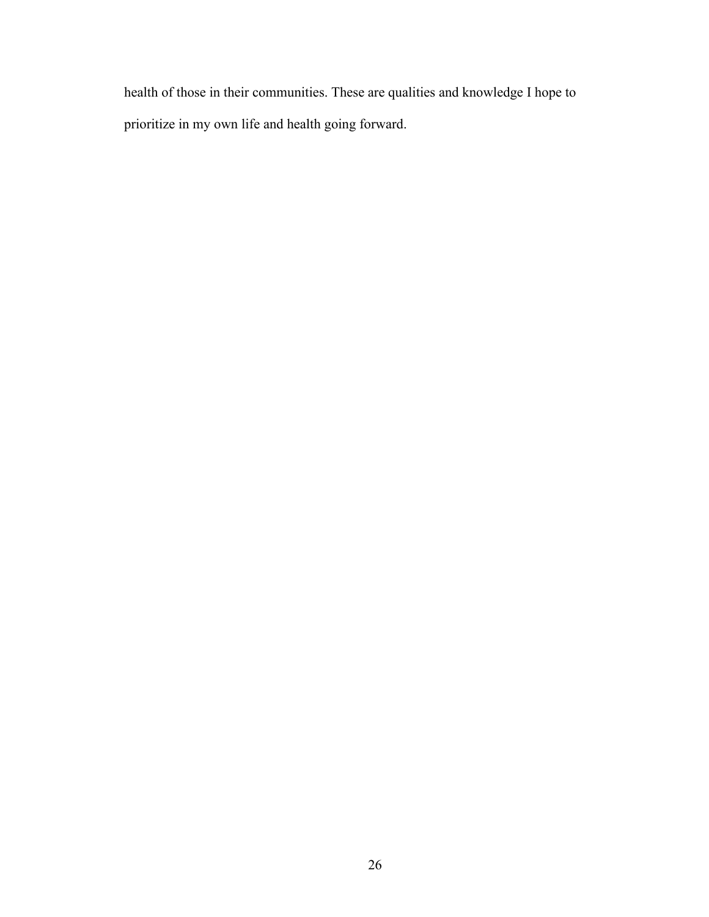health of those in their communities. These are qualities and knowledge I hope to prioritize in my own life and health going forward.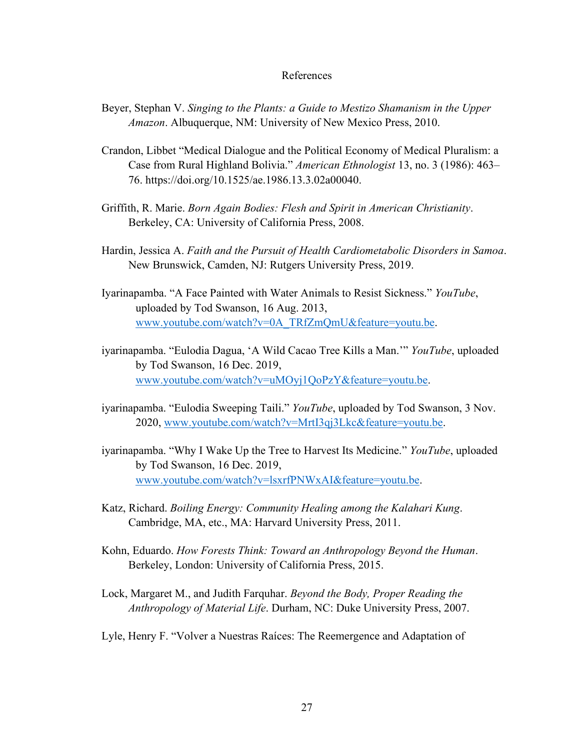# References

Beyer, Stephan V. *Singing to the Plants: a Guide to Mestizo Shamanism in the Upper Amazon*. Albuquerque, NM: University of New Mexico Press, 2010.

Crandon, Libbet "Medical Dialogue and the Political Economy of Medical Pluralism: a Case from Rural Highland Bolivia." *American Ethnologist* 13, no. 3 (1986): 463–76. https://doi.org/10.1525/ae.1986.13.3.02a00040.

Griffith, R. Marie. *Born Again Bodies: Flesh and Spirit in American Christianity*. Berkeley, CA: University of California Press, 2008.

Hardin, Jessica A. *Faith and the Pursuit of Health Cardiometabolic Disorders in Samoa*. New Brunswick, Camden, NJ: Rutgers University Press, 2019.

Iyarinapamba. "A Face Painted with Water Animals to Resist Sickness." *YouTube*, uploaded by Tod Swanson, 16 Aug. 2013, www.youtube.com/watch?v=0A_TRfZmQmU&feature=youtu.be.

iyarinapamba. "Eulodia Dagua, 'A Wild Cacao Tree Kills a Man.'" *YouTube*, uploaded by Tod Swanson, 16 Dec. 2019, www.youtube.com/watch?v=uMOyj1QoPzY&feature=youtu.be.

iyarinapamba. "Eulodia Sweeping Taili." *YouTube*, uploaded by Tod Swanson, 3 Nov. 2020, www.youtube.com/watch?v=MrtI3qj3Lkc&feature=youtu.be.

iyarinapamba. "Why I Wake Up the Tree to Harvest Its Medicine." *YouTube*, uploaded by Tod Swanson, 16 Dec. 2019, www.youtube.com/watch?v=lsxrfPNWxAI&feature=youtu.be.

Katz, Richard. *Boiling Energy: Community Healing among the Kalahari Kung*. Cambridge, MA, etc., MA: Harvard University Press, 2011.

Kohn, Eduardo. *How Forests Think: Toward an Anthropology Beyond the Human*. Berkeley, London: University of California Press, 2015.

Lock, Margaret M., and Judith Farquhar. *Beyond the Body, Proper Reading the Anthropology of Material Life*. Durham, NC: Duke University Press, 2007.

Lyle, Henry F. "Volver a Nuestras Raíces: The Reemergence and Adaptation of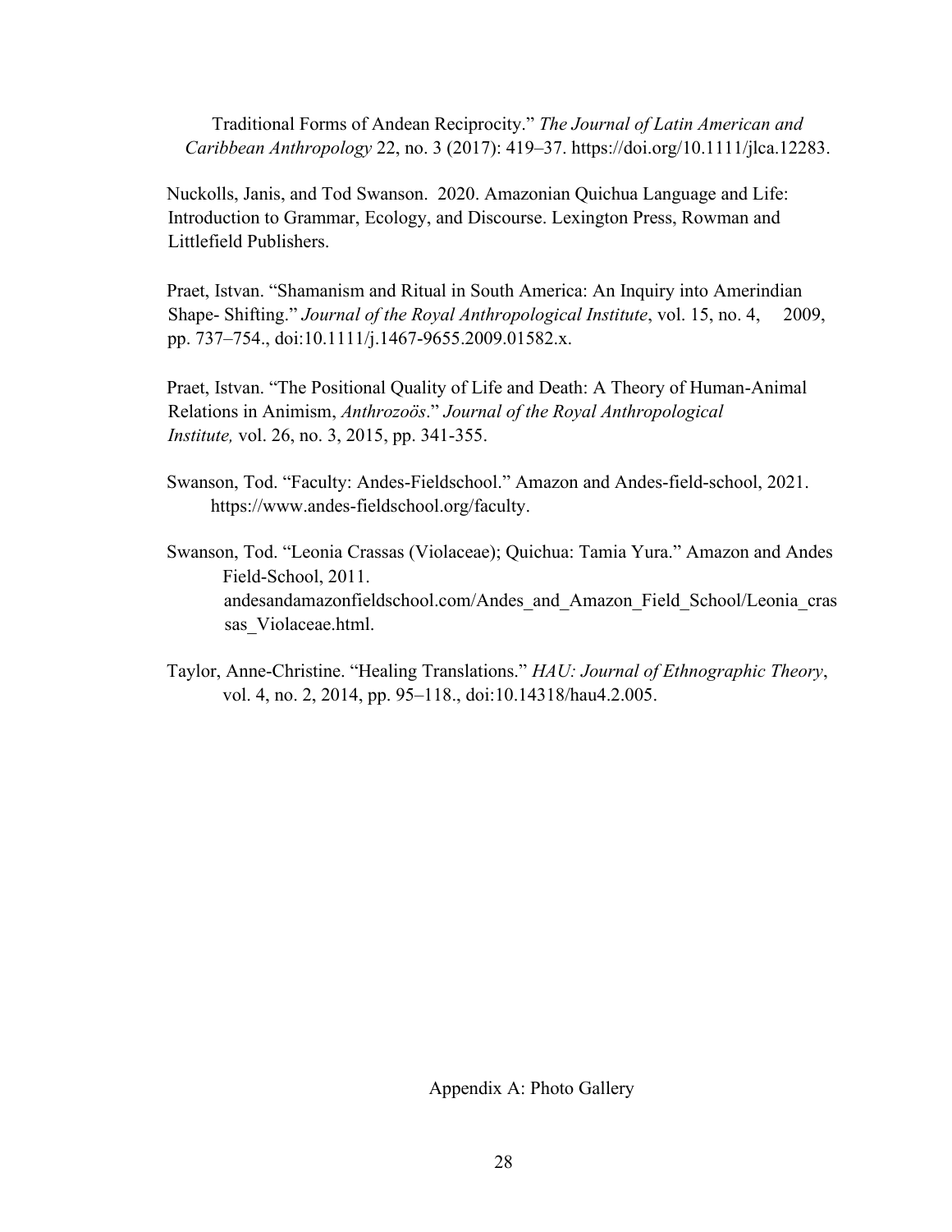Traditional Forms of Andean Reciprocity." *The Journal of Latin American and Caribbean Anthropology* 22, no. 3 (2017): 419–37. https://doi.org/10.1111/jlca.12283.

Nuckolls, Janis, and Tod Swanson. 2020. Amazonian Quichua Language and Life: Introduction to Grammar, Ecology, and Discourse. Lexington Press, Rowman and Littlefield Publishers.

Praet, Istvan. "Shamanism and Ritual in South America: An Inquiry into Amerindian Shape- Shifting." *Journal of the Royal Anthropological Institute*, vol. 15, no. 4, 2009, pp. 737–754., doi:10.1111/j.1467-9655.2009.01582.x.

Praet, Istvan. "The Positional Quality of Life and Death: A Theory of Human-Animal Relations in Animism, *Anthrozoös*." *Journal of the Royal Anthropological Institute,* vol. 26, no. 3, 2015, pp. 341-355.

Swanson, Tod. "Faculty: Andes-Fieldschool." Amazon and Andes-field-school, 2021. https://www.andes-fieldschool.org/faculty.

Swanson, Tod. "Leonia Crassas (Violaceae); Quichua: Tamia Yura." Amazon and Andes Field-School, 2011. andesandamazonfieldschool.com/Andes_and_Amazon_Field_School/Leonia_crassas_Violaceae.html.

Taylor, Anne-Christine. "Healing Translations." *HAU: Journal of Ethnographic Theory*, vol. 4, no. 2, 2014, pp. 95–118., doi:10.14318/hau4.2.005.

## Appendix A: Photo Gallery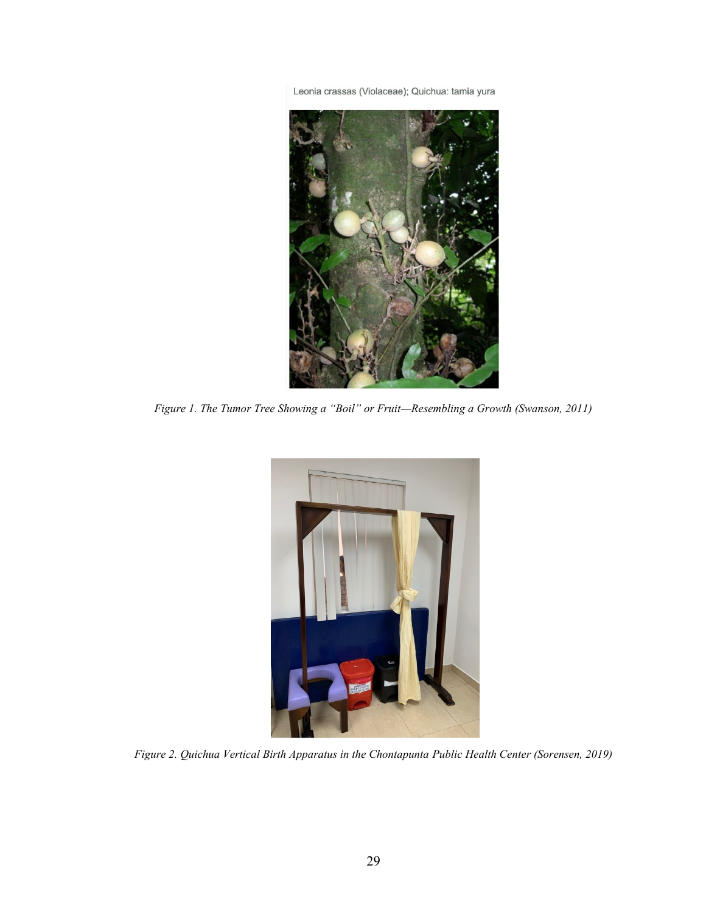Leonia crassas (Violaceae); Quichua: tamia yura

*Figure 1. The Tumor Tree Showing a "Boil" or Fruit—Resembling a Growth (Swanson, 2011)*

*Figure 2. Quichua Vertical Birth Apparatus in the Chontapunta Public Health Center (Sorensen, 2019)*